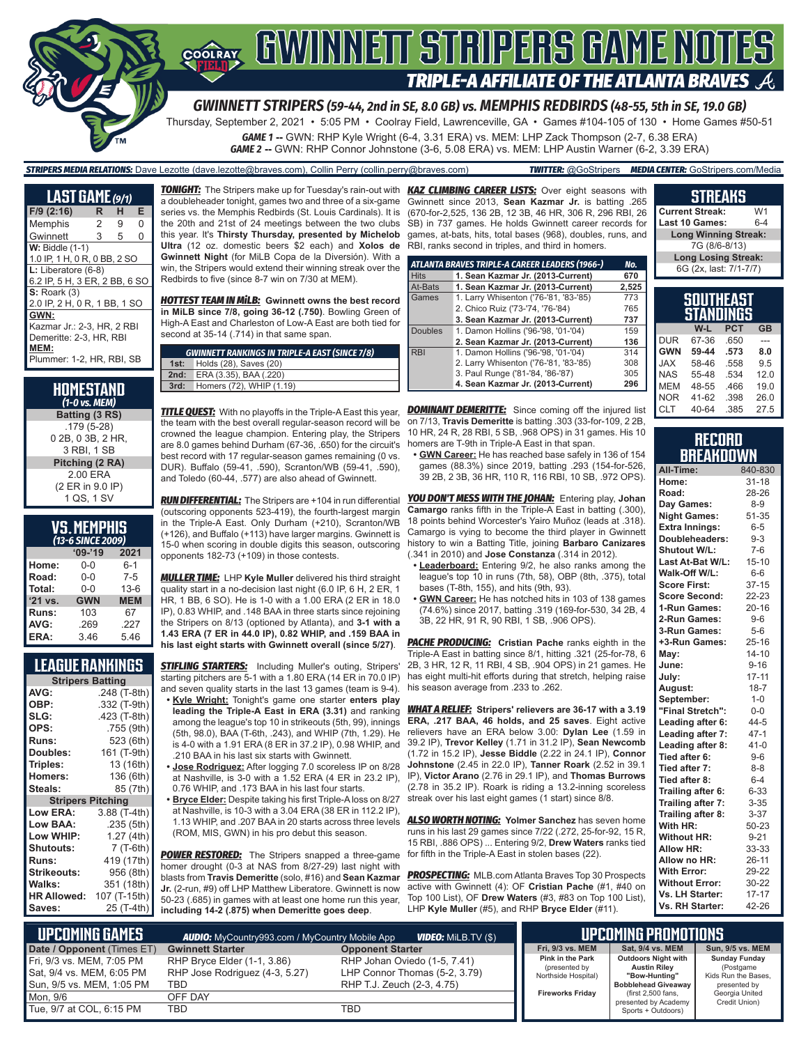# GWINNETT STRIPERS GAME NOTES

## TRIPLE-A AFFILIATE OF THE ATLANTA BRAVES

### GWINNETT STRIPERS (59-44, 2nd in SE, 8.0 GB) vs. MEMPHIS REDBIRDS (48-55, 5th in SE, 19.0 GB)

Thursday, September 2, 2021 • 5:05 PM • Coolray Field, Lawrenceville, GA • Games #104-105 of 130 • Home Games #50-51

**GAME 1 --** GWN: RHP Kyle Wright (6-4, 3.31 ERA) vs. MEM: LHP Zack Thompson (2-7, 6.38 ERA)

**GAME 2 --** GWN: RHP Connor Johnstone (3-6, 5.08 ERA) vs. MEM: LHP Austin Warner (6-2, 3.39 ERA)

**STRIPERS MEDIA RELATIONS:** Dave Lezotte (dave.lezotte@braves.com), Collin Perry (collin.perry@braves.com) **TWITTER:** @GoStripers **MEDIA CENTER:** GoStripers.com/Media

## LAST GAME (9/1)

| F/9 (2:16) | R | H | E |
|---|---|---|---|
| Memphis | 2 | 9 | 0 |
| Gwinnett | 3 | 5 | 0 |

**W:** Biddle (1-1)
1.0 IP, 1 H, 0 R, 0 BB, 2 SO

**L:** Liberatore (6-8)
6.2 IP, 5 H, 3 ER, 2 BB, 6 SO

**S:** Roark (3)
2.0 IP, 2 H, 0 R, 1 BB, 1 SO

**GWN:**
Kazmar Jr.: 2-3, HR, 2 RBI
Demeritte: 2-3, HR, RBI

**MEM:**
Plummer: 1-2, HR, RBI, SB

## HOMESTAND
*(1-0 vs. MEM)*

**Batting (3 RS)**
.179 (5-28)
0 2B, 0 3B, 2 HR,
3 RBI, 1 SB

**Pitching (2 RA)**
2.00 ERA
(2 ER in 9.0 IP)
1 QS, 1 SV

## VS. MEMPHIS
*(13-6 SINCE 2009)*

| | '09-'19 | 2021 |
|---|---|---|
| Home: | 0-0 | 6-1 |
| Road: | 0-0 | 7-5 |
| Total: | 0-0 | 13-6 |
| '21 vs. | GWN | MEM |
| Runs: | 103 | 67 |
| AVG: | .269 | .227 |
| ERA: | 3.46 | 5.46 |

## LEAGUE RANKINGS

| Stripers Batting | |
|---|---|
| AVG: | .248 (T-8th) |
| OBP: | .332 (T-9th) |
| SLG: | .423 (T-8th) |
| OPS: | .755 (9th) |
| Runs: | 523 (6th) |
| Doubles: | 161 (T-9th) |
| Triples: | 13 (16th) |
| Homers: | 136 (6th) |
| Steals: | 85 (7th) |
| **Stripers Pitching** | |
| Low ERA: | 3.88 (T-4th) |
| Low BAA: | .235 (5th) |
| Low WHIP: | 1.27 (4th) |
| Shutouts: | 7 (T-6th) |
| Runs: | 419 (17th) |
| Strikeouts: | 956 (8th) |
| Walks: | 351 (18th) |
| HR Allowed: | 107 (T-15th) |
| Saves: | 25 (T-4th) |

**TONIGHT:** The Stripers make up for Tuesday's rain-out with a doubleheader tonight, games two and three of a six-game series vs. the Memphis Redbirds (St. Louis Cardinals). It is the 20th and 21st of 24 meetings between the two clubs this year. It's **Thirsty Thursday, presented by Michelob Ultra** (12 oz. domestic beers $2 each) and **Xolos de Gwinnett Night** (for MiLB Copa de la Diversión). With a win, the Stripers would extend their winning streak over the Redbirds to five (since 8-7 win on 7/30 at MEM).

**HOTTEST TEAM IN MiLB: Gwinnett owns the best record in MiLB since 7/8, going 36-12 (.750)**. Bowling Green of High-A East and Charleston of Low-A East are both tied for second at 35-14 (.714) in that same span.

| GWINNETT RANKINGS IN TRIPLE-A EAST (SINCE 7/8) | |
|---|---|
| 1st: | Holds (28), Saves (20) |
| 2nd: | ERA (3.35), BAA (.220) |
| 3rd: | Homers (72), WHIP (1.19) |

**TITLE QUEST:** With no playoffs in the Triple-A East this year, the team with the best overall regular-season record will be crowned the league champion. Entering play, the Stripers are 8.0 games behind Durham (67-36, .650) for the circuit's best record with 17 regular-season games remaining (0 vs. DUR). Buffalo (59-41, .590), Scranton/WB (59-41, .590), and Toledo (60-44, .577) are also ahead of Gwinnett.

**RUN DIFFERENTIAL:** The Stripers are +104 in run differential (outscoring opponents 523-419), the fourth-largest margin in the Triple-A East. Only Durham (+210), Scranton/WB (+126), and Buffalo (+113) have larger margins. Gwinnett is 15-0 when scoring in double digits this season, outscoring opponents 182-73 (+109) in those contests.

**MULLER TIME:** LHP **Kyle Muller** delivered his third straight quality start in a no-decision last night (6.0 IP, 6 H, 2 ER, 1 HR, 1 BB, 6 SO). He is 1-0 with a 1.00 ERA (2 ER in 18.0 IP), 0.83 WHIP, and .148 BAA in three starts since rejoining the Stripers on 8/13 (optioned by Atlanta), and **3-1 with a 1.43 ERA (7 ER in 44.0 IP), 0.82 WHIP, and .159 BAA in his last eight starts with Gwinnett overall (since 5/27)**.

**STIFLING STARTERS:** Including Muller's outing, Stripers' starting pitchers are 5-1 with a 1.80 ERA (14 ER in 70.0 IP) and seven quality starts in the last 13 games (team is 9-4).

- **Kyle Wright:** Tonight's game one starter **enters play leading the Triple-A East in ERA (3.31)** and ranking among the league's top 10 in strikeouts (5th, 99), innings (5th, 98.0), BAA (T-6th, .243), and WHIP (7th, 1.29). He is 4-0 with a 1.91 ERA (8 ER in 37.2 IP), 0.98 WHIP, and .210 BAA in his last six starts with Gwinnett.
- **Jose Rodriguez:** After logging 7.0 scoreless IP on 8/28 at Nashville, is 3-0 with a 1.52 ERA (4 ER in 23.2 IP), 0.76 WHIP, and .173 BAA in his last four starts.
- **Bryce Elder:** Despite taking his first Triple-A loss on 8/27 at Nashville, is 10-3 with a 3.04 ERA (38 ER in 112.2 IP), 1.13 WHIP, and .207 BAA in 20 starts across three levels (ROM, MIS, GWN) in his pro debut this season.

**POWER RESTORED:** The Stripers snapped a three-game homer drought (0-3 at NAS from 8/27-29) last night with blasts from **Travis Demeritte** (solo, #16) and **Sean Kazmar Jr.** (2-run, #9) off LHP Matthew Liberatore. Gwinnett is now 50-23 (.685) in games with at least one home run this year, **including 14-2 (.875) when Demeritte goes deep**.

**KAZ CLIMBING CAREER LISTS:** Over eight seasons with Gwinnett since 2013, **Sean Kazmar Jr.** is batting .265 (670-for-2,525, 136 2B, 12 3B, 46 HR, 306 R, 296 RBI, 26 SB) in 737 games. He holds Gwinnett career records for games, at-bats, hits, total bases (968), doubles, runs, and RBI, ranks second in triples, and third in homers.

| ATLANTA BRAVES TRIPLE-A CAREER LEADERS (1966-) | | No. |
|---|---|---|
| Hits | **1. Sean Kazmar Jr. (2013-Current)** | **670** |
| At-Bats | **1. Sean Kazmar Jr. (2013-Current)** | **2,525** |
| Games | 1. Larry Whisenton ('76-'81, '83-'85) | 773 |
| | 2. Chico Ruiz ('73-'74, '76-'84) | 765 |
| | **3. Sean Kazmar Jr. (2013-Current)** | **737** |
| Doubles | 1. Damon Hollins ('96-'98, '01-'04) | 159 |
| | **2. Sean Kazmar Jr. (2013-Current)** | **136** |
| RBI | 1. Damon Hollins ('96-'98, '01-'04) | 314 |
| | 2. Larry Whisenton ('76-'81, '83-'85) | 308 |
| | 3. Paul Runge ('81-'84, '86-'87) | 305 |
| | **4. Sean Kazmar Jr. (2013-Current)** | **296** |

**DOMINANT DEMERITTE:** Since coming off the injured list on 7/13, **Travis Demeritte** is batting .303 (33-for-109, 2 2B, 10 HR, 24 R, 28 RBI, 5 SB, .968 OPS) in 31 games. His 10 homers are T-9th in Triple-A East in that span.

- **GWN Career:** He has reached base safely in 136 of 154 games (88.3%) since 2019, batting .293 (154-for-526, 39 2B, 2 3B, 36 HR, 110 R, 116 RBI, 10 SB, .972 OPS).

**YOU DON'T MESS WITH THE JOHAN:** Entering play, **Johan Camargo** ranks fifth in the Triple-A East in batting (.300), 18 points behind Worcester's Yairo Muñoz (leads at .318). Camargo is vying to become the third player in Gwinnett history to win a Batting Title, joining **Barbaro Canizares** (.341 in 2010) and **Jose Constanza** (.314 in 2012).

- **Leaderboard:** Entering 9/2, he also ranks among the league's top 10 in runs (7th, 58), OBP (8th, .375), total bases (T-8th, 155), and hits (9th, 93).
- **GWN Career:** He has notched hits in 103 of 138 games (74.6%) since 2017, batting .319 (169-for-530, 34 2B, 4 3B, 22 HR, 91 R, 90 RBI, 1 SB, .906 OPS).

**PACHE PRODUCING: Cristian Pache** ranks eighth in the Triple-A East in batting since 8/1, hitting .321 (25-for-78, 6 2B, 3 HR, 12 R, 11 RBI, 4 SB, .904 OPS) in 21 games. He has eight multi-hit efforts during that stretch, helping raise his season average from .233 to .262.

**WHAT A RELIEF: Stripers' relievers are 36-17 with a 3.19 ERA, .217 BAA, 46 holds, and 25 saves**. Eight active relievers have an ERA below 3.00: **Dylan Lee** (1.59 in 39.2 IP), **Trevor Kelley** (1.71 in 31.2 IP), **Sean Newcomb** (1.72 in 15.2 IP), **Jesse Biddle** (2.22 in 24.1 IP), **Connor Johnstone** (2.45 in 22.0 IP), **Tanner Roark** (2.52 in 39.1 IP), **Victor Arano** (2.76 in 29.1 IP), and **Thomas Burrows** (2.78 in 35.2 IP). Roark is riding a 13.2-inning scoreless streak over his last eight games (1 start) since 8/8.

**ALSO WORTH NOTING: Yolmer Sanchez** has seven home runs in his last 29 games since 7/22 (.272, 25-for-92, 15 R, 15 RBI, .886 OPS) ... Entering 9/2, **Drew Waters** ranks tied for fifth in the Triple-A East in stolen bases (22).

**PROSPECTING:** MLB.com Atlanta Braves Top 30 Prospects active with Gwinnett (4): OF **Cristian Pache** (#1, #40 on Top 100 List), OF **Drew Waters** (#3, #83 on Top 100 List), LHP **Kyle Muller** (#5), and RHP **Bryce Elder** (#11).

## STREAKS

| | |
|---|---|
| Current Streak: | W1 |
| Last 10 Games: | 6-4 |
| **Long Winning Streak:** | |
| 7G (8/6-8/13) | |
| **Long Losing Streak:** | |
| 6G (2x, last: 7/1-7/7) | |

## SOUTHEAST STANDINGS

| | W-L | PCT | GB |
|---|---|---|---|
| DUR | 67-36 | .650 | --- |
| **GWN** | **59-44** | **.573** | **8.0** |
| JAX | 58-46 | .558 | 9.5 |
| NAS | 55-48 | .534 | 12.0 |
| MEM | 48-55 | .466 | 19.0 |
| NOR | 41-62 | .398 | 26.0 |
| CLT | 40-64 | .385 | 27.5 |

## RECORD BREAKDOWN

| | |
|---|---|
| All-Time: | 840-830 |
| Home: | 31-18 |
| Road: | 28-26 |
| Day Games: | 8-9 |
| Night Games: | 51-35 |
| Extra Innings: | 6-5 |
| Doubleheaders: | 9-3 |
| Shutout W/L: | 7-6 |
| Last At-Bat W/L: | 15-10 |
| Walk-Off W/L: | 6-6 |
| Score First: | 37-15 |
| Score Second: | 22-23 |
| 1-Run Games: | 20-16 |
| 2-Run Games: | 9-6 |
| 3-Run Games: | 5-6 |
| +3-Run Games: | 25-16 |
| May: | 14-10 |
| June: | 9-16 |
| July: | 17-11 |
| August: | 18-7 |
| September: | 1-0 |
| "Final Stretch": | 0-0 |
| Leading after 6: | 44-5 |
| Leading after 7: | 47-1 |
| Leading after 8: | 41-0 |
| Tied after 6: | 9-6 |
| Tied after 7: | 8-8 |
| Tied after 8: | 6-4 |
| Trailing after 6: | 6-33 |
| Trailing after 7: | 3-35 |
| Trailing after 8: | 3-37 |
| With HR: | 50-23 |
| Without HR: | 9-21 |
| Allow HR: | 33-33 |
| Allow no HR: | 26-11 |
| With Error: | 29-22 |
| Without Error: | 30-22 |
| Vs. LH Starter: | 17-17 |
| Vs. RH Starter: | 42-26 |

## UPCOMING GAMES

**AUDIO:** MyCountry993.com / MyCountry Mobile App **VIDEO:** MiLB.TV ($)

| Date / Opponent (Times ET) | Gwinnett Starter | Opponent Starter |
|---|---|---|
| Fri, 9/3 vs. MEM, 7:05 PM | RHP Bryce Elder (1-1, 3.86) | RHP Johan Oviedo (1-5, 7.41) |
| Sat, 9/4 vs. MEM, 6:05 PM | RHP Jose Rodriguez (4-3, 5.27) | LHP Connor Thomas (5-2, 3.79) |
| Sun, 9/5 vs. MEM, 1:05 PM | TBD | RHP T.J. Zeuch (2-3, 4.75) |
| Mon, 9/6 | OFF DAY | |
| Tue, 9/7 at COL, 6:15 PM | TBD | TBD |

## UPCOMING PROMOTIONS

| Fri, 9/3 vs. MEM | Sat, 9/4 vs. MEM | Sun, 9/5 vs. MEM |
|---|---|---|
| **Pink in the Park** (presented by Northside Hospital) **Fireworks Friday** | **Outdoors Night with Austin Riley "Bow-Hunting" Bobblehead Giveaway** (first 2,500 fans, presented by Academy Sports + Outdoors) | **Sunday Funday** (Postgame Kids Run the Bases, presented by Georgia United Credit Union) |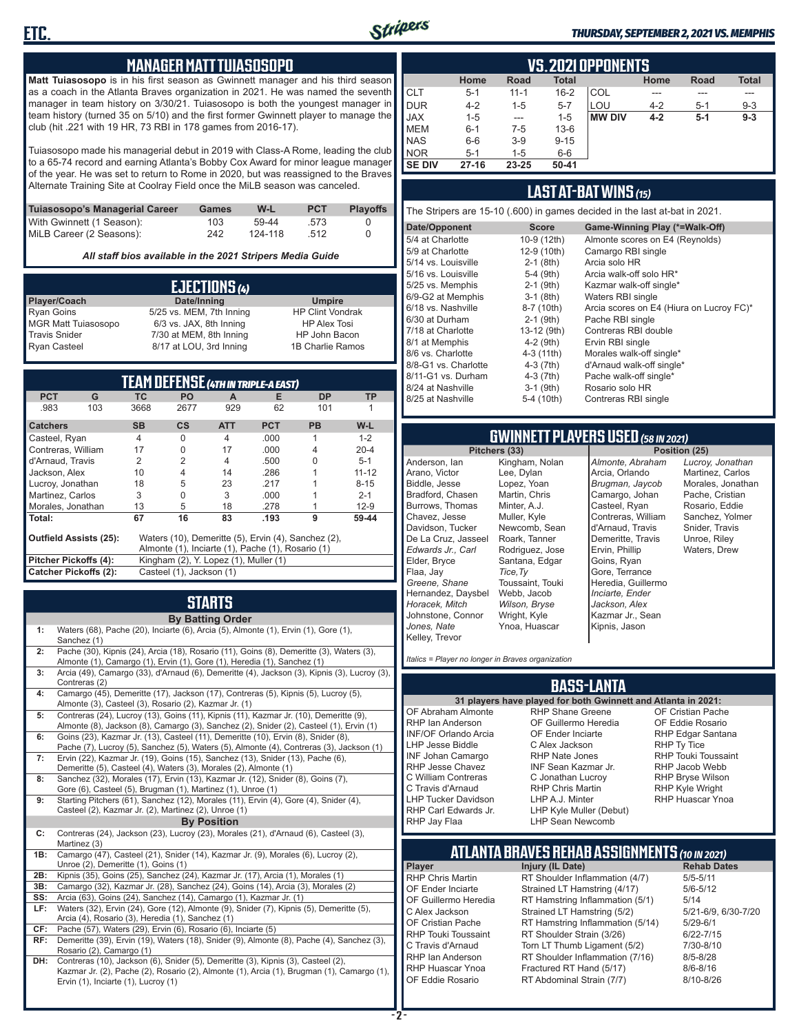## MANAGER MATT TUIASOSOPO

**Matt Tuiasosopo** is in his first season as Gwinnett manager and his third season as a coach in the Atlanta Braves organization in 2021. He was named the seventh manager in team history on 3/30/21. Tuiasosopo is both the youngest manager in team history (turned 35 on 5/10) and the first former Gwinnett player to manage the club (hit .221 with 19 HR, 73 RBI in 178 games from 2016-17).

Tuiasosopo made his managerial debut in 2019 with Class-A Rome, leading the club to a 65-74 record and earning Atlanta's Bobby Cox Award for minor league manager of the year. He was set to return to Rome in 2020, but was reassigned to the Braves Alternate Training Site at Coolray Field once the MiLB season was canceled.

| Tuiasosopo's Managerial Career | Games | W-L | PCT | Playoffs |
|---|---|---|---|---|
| With Gwinnett (1 Season): | 103 | 59-44 | .573 | 0 |
| MiLB Career (2 Seasons): | 242 | 124-118 | .512 | 0 |

*All staff bios available in the 2021 Stripers Media Guide*

## EJECTIONS (4)

| Player/Coach | Date/Inning | Umpire |
|---|---|---|
| Ryan Goins | 5/25 vs. MEM, 7th Inning | HP Clint Vondrak |
| MGR Matt Tuiasosopo | 6/3 vs. JAX, 8th Inning | HP Alex Tosi |
| Travis Snider | 7/30 at MEM, 8th Inning | HP John Bacon |
| Ryan Casteel | 8/17 at LOU, 3rd Inning | 1B Charlie Ramos |

## TEAM DEFENSE (4TH IN TRIPLE-A EAST)

| PCT | G | TC | PO | A | E | DP | TP |
|---|---|---|---|---|---|---|---|
| .983 | 103 | 3668 | 2677 | 929 | 62 | 101 | 1 |

| Catchers | SB | CS | ATT | PCT | PB | W-L |
|---|---|---|---|---|---|---|
| Casteel, Ryan | 4 | 0 | 4 | .000 | 1 | 1-2 |
| Contreras, William | 17 | 0 | 17 | .000 | 4 | 20-4 |
| d'Arnaud, Travis | 2 | 2 | 4 | .500 | 0 | 5-1 |
| Jackson, Alex | 10 | 4 | 14 | .286 | 1 | 11-12 |
| Lucroy, Jonathan | 18 | 5 | 23 | .217 | 1 | 8-15 |
| Martinez, Carlos | 3 | 0 | 3 | .000 | 1 | 2-1 |
| Morales, Jonathan | 13 | 5 | 18 | .278 | 1 | 12-9 |
| **Total:** | **67** | **16** | **83** | **.193** | **9** | **59-44** |

**Outfield Assists (25):** Waters (10), Demeritte (5), Ervin (4), Sanchez (2), Almonte (1), Inciarte (1), Pache (1), Rosario (1)

**Pitcher Pickoffs (4):** Kingham (2), Y. Lopez (1), Muller (1)

**Catcher Pickoffs (2):** Casteel (1), Jackson (1)

## STARTS

**By Batting Order**

| | |
|---|---|
| 1: | Waters (68), Pache (20), Inciarte (6), Arcia (5), Almonte (1), Ervin (1), Gore (1), Sanchez (1) |
| 2: | Pache (30), Kipnis (24), Arcia (18), Rosario (11), Goins (8), Demeritte (3), Waters (3), Almonte (1), Camargo (1), Ervin (1), Gore (1), Heredia (1), Sanchez (1) |
| 3: | Arcia (49), Camargo (33), d'Arnaud (6), Demeritte (4), Jackson (3), Kipnis (3), Lucroy (3), Contreras (2) |
| 4: | Camargo (45), Demeritte (17), Jackson (17), Contreras (5), Kipnis (5), Lucroy (5), Almonte (3), Casteel (3), Rosario (2), Kazmar Jr. (1) |
| 5: | Contreras (24), Lucroy (13), Goins (11), Kipnis (11), Kazmar Jr. (10), Demeritte (9), Almonte (8), Jackson (8), Camargo (3), Sanchez (2), Snider (2), Casteel (1), Ervin (1) |
| 6: | Goins (23), Kazmar Jr. (13), Casteel (11), Demeritte (10), Ervin (8), Snider (8), Pache (7), Lucroy (5), Sanchez (5), Waters (5), Almonte (4), Contreras (3), Jackson (1) |
| 7: | Ervin (22), Kazmar Jr. (19), Goins (15), Sanchez (13), Snider (13), Pache (6), Demeritte (5), Casteel (4), Waters (3), Morales (2), Almonte (1) |
| 8: | Sanchez (32), Morales (17), Ervin (13), Kazmar Jr. (12), Snider (8), Goins (7), Gore (6), Casteel (6), Brugman (1), Martinez (1), Unroe (1) |
| 9: | Starting Pitchers (61), Sanchez (12), Morales (11), Ervin (4), Gore (4), Snider (4), Casteel (2), Kazmar Jr. (2), Martinez (2), Unroe (1) |

**By Position**

| | |
|---|---|
| C: | Contreras (24), Jackson (23), Lucroy (23), Morales (21), d'Arnaud (6), Casteel (3), Martinez (3) |
| 1B: | Camargo (47), Casteel (21), Snider (14), Kazmar Jr. (9), Morales (6), Lucroy (2), Unroe (2), Demeritte (1), Goins (1) |
| 2B: | Kipnis (35), Goins (25), Sanchez (24), Kazmar Jr. (17), Arcia (1), Morales (1) |
| 3B: | Camargo (32), Kazmar Jr. (28), Sanchez (24), Goins (14), Arcia (3), Morales (2) |
| SS: | Arcia (63), Goins (24), Sanchez (14), Camargo (1), Kazmar Jr. (1) |
| LF: | Waters (32), Ervin (24), Gore (12), Almonte (9), Snider (7), Kipnis (5), Demeritte (5), Arcia (4), Rosario (3), Heredia (1), Sanchez (1) |
| CF: | Pache (57), Waters (29), Ervin (6), Rosario (6), Inciarte (5) |
| RF: | Demeritte (39), Ervin (19), Waters (18), Snider (9), Almonte (8), Pache (4), Sanchez (3), Rosario (2), Camargo (1) |
| DH: | Contreras (10), Jackson (6), Snider (5), Demeritte (3), Kipnis (3), Casteel (2), Kazmar Jr. (2), Pache (2), Rosario (2), Almonte (1), Arcia (1), Brugman (1), Camargo (1), Ervin (1), Inciarte (1), Lucroy (1) |

## VS. 2021 OPPONENTS

| | Home | Road | Total | | Home | Road | Total |
|---|---|---|---|---|---|---|---|
| CLT | 5-1 | 11-1 | 16-2 | COL | --- | --- | --- |
| DUR | 4-2 | 1-5 | 5-7 | LOU | 4-2 | 5-1 | 9-3 |
| JAX | 1-5 | --- | 1-5 | **MW DIV** | **4-2** | **5-1** | **9-3** |
| MEM | 6-1 | 7-5 | 13-6 | | | | |
| NAS | 6-6 | 3-9 | 9-15 | | | | |
| NOR | 5-1 | 1-5 | 6-6 | | | | |
| **SE DIV** | **27-16** | **23-25** | **50-41** | | | | |

## LAST AT-BAT WINS (15)

The Stripers are 15-10 (.600) in games decided in the last at-bat in 2021.

| Date/Opponent | Score | Game-Winning Play (*=Walk-Off) |
|---|---|---|
| 5/4 at Charlotte | 10-9 (12th) | Almonte scores on E4 (Reynolds) |
| 5/9 at Charlotte | 12-9 (10th) | Camargo RBI single |
| 5/14 vs. Louisville | 2-1 (8th) | Arcia solo HR |
| 5/16 vs. Louisville | 5-4 (9th) | Arcia walk-off solo HR* |
| 5/25 vs. Memphis | 2-1 (9th) | Kazmar walk-off single* |
| 6/9-G2 at Memphis | 3-1 (8th) | Waters RBI single |
| 6/18 vs. Nashville | 8-7 (10th) | Arcia scores on E4 (Hiura on Lucroy FC)* |
| 6/30 at Durham | 2-1 (9th) | Pache RBI single |
| 7/18 at Charlotte | 13-12 (9th) | Contreras RBI double |
| 8/1 at Memphis | 4-2 (9th) | Ervin RBI single |
| 8/6 vs. Charlotte | 4-3 (11th) | Morales walk-off single* |
| 8/8-G1 vs. Charlotte | 4-3 (7th) | d'Arnaud walk-off single* |
| 8/11-G1 vs. Durham | 4-3 (7th) | Pache walk-off single* |
| 8/24 at Nashville | 3-1 (9th) | Rosario solo HR |
| 8/25 at Nashville | 5-4 (10th) | Contreras RBI single |

## GWINNETT PLAYERS USED (58 IN 2021)

| Pitchers (33) | | Position (25) | |
|---|---|---|---|
| Anderson, Ian | Kingham, Nolan | *Almonte, Abraham* | *Lucroy, Jonathan* |
| Arano, Victor | Lee, Dylan | Arcia, Orlando | Martinez, Carlos |
| Biddle, Jesse | Lopez, Yoan | *Brugman, Jaycob* | Morales, Jonathan |
| Bradford, Chasen | Martin, Chris | Camargo, Johan | Pache, Cristian |
| Burrows, Thomas | Minter, A.J. | Casteel, Ryan | Rosario, Eddie |
| Chavez, Jesse | Muller, Kyle | Contreras, William | Sanchez, Yolmer |
| Davidson, Tucker | Newcomb, Sean | d'Arnaud, Travis | Snider, Travis |
| De La Cruz, Jasseel | Roark, Tanner | Demeritte, Travis | Unroe, Riley |
| *Edwards Jr., Carl* | Rodriguez, Jose | Ervin, Phillip | Waters, Drew |
| Elder, Bryce | Santana, Edgar | Goins, Ryan | |
| Flaa, Jay | *Tice, Ty* | Gore, Terrance | |
| *Greene, Shane* | Toussaint, Touki | Heredia, Guillermo | |
| Hernandez, Daysbel | Webb, Jacob | *Inciarte, Ender* | |
| *Horacek, Mitch* | *Wilson, Bryse* | *Jackson, Alex* | |
| Johnstone, Connor | Wright, Kyle | Kazmar Jr., Sean | |
| *Jones, Nate* | Ynoa, Huascar | Kipnis, Jason | |
| Kelley, Trevor | | | |

*Italics = Player no longer in Braves organization*

## BASS-LANTA

**31 players have played for both Gwinnett and Atlanta in 2021:**

| | | |
|---|---|---|
| OF Abraham Almonte | RHP Shane Greene | OF Cristian Pache |
| RHP Ian Anderson | OF Guillermo Heredia | OF Eddie Rosario |
| INF/OF Orlando Arcia | OF Ender Inciarte | RHP Edgar Santana |
| LHP Jesse Biddle | C Alex Jackson | RHP Ty Tice |
| INF Johan Camargo | RHP Nate Jones | RHP Touki Toussaint |
| RHP Jesse Chavez | INF Sean Kazmar Jr. | RHP Jacob Webb |
| C William Contreras | C Jonathan Lucroy | RHP Bryse Wilson |
| C Travis d'Arnaud | RHP Chris Martin | RHP Kyle Wright |
| LHP Tucker Davidson | LHP A.J. Minter | RHP Huascar Ynoa |
| RHP Carl Edwards Jr. | LHP Kyle Muller (Debut) | |
| RHP Jay Flaa | LHP Sean Newcomb | |

## ATLANTA BRAVES REHAB ASSIGNMENTS (10 IN 2021)

| Player | Injury (IL Date) | Rehab Dates |
|---|---|---|
| RHP Chris Martin | RT Shoulder Inflammation (4/7) | 5/5-5/11 |
| OF Ender Inciarte | Strained LT Hamstring (4/17) | 5/6-5/12 |
| OF Guillermo Heredia | RT Hamstring Inflammation (5/1) | 5/14 |
| C Alex Jackson | Strained LT Hamstring (5/2) | 5/21-6/9, 6/30-7/20 |
| OF Cristian Pache | RT Hamstring Inflammation (5/14) | 5/29-6/1 |
| RHP Touki Toussaint | RT Shoulder Strain (3/26) | 6/22-7/15 |
| C Travis d'Arnaud | Torn LT Thumb Ligament (5/2) | 7/30-8/10 |
| RHP Ian Anderson | RT Shoulder Inflammation (7/16) | 8/5-8/28 |
| RHP Huascar Ynoa | Fractured RT Hand (5/17) | 8/6-8/16 |
| OF Eddie Rosario | RT Abdominal Strain (7/7) | 8/10-8/26 |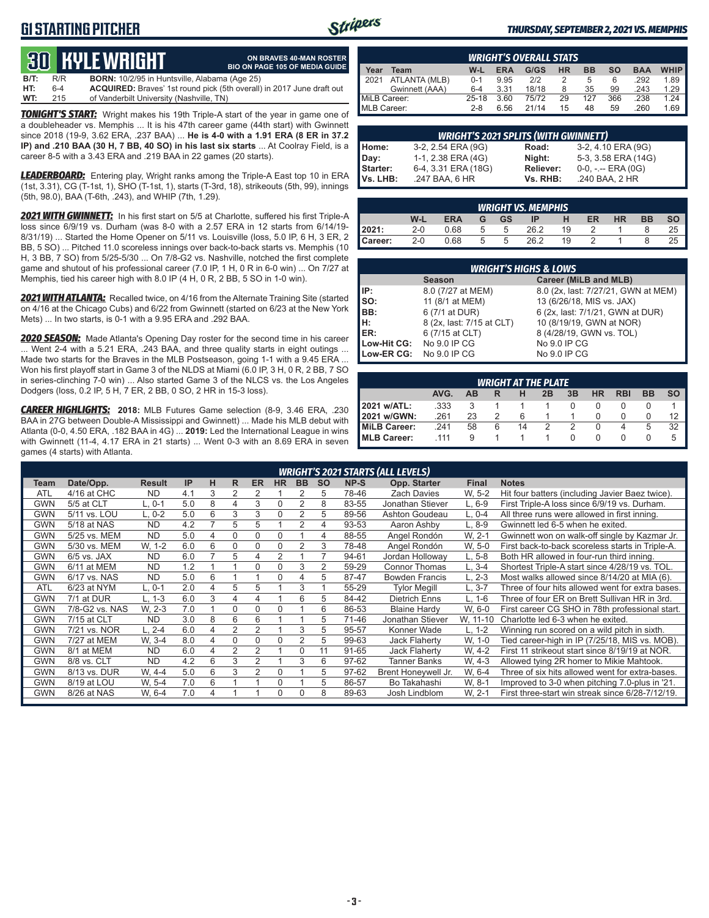# G1 STARTING PITCHER

**THURSDAY, SEPTEMBER 2, 2021 VS. MEMPHIS**

## 30 KYLE WRIGHT

**ON BRAVES 40-MAN ROSTER**
**BIO ON PAGE 105 OF MEDIA GUIDE**

| | | |
|---|---|---|
| **B/T:** | R/R | **BORN:** 10/2/95 in Huntsville, Alabama (Age 25) |
| **HT:** | 6-4 | **ACQUIRED:** Braves' 1st round pick (5th overall) in 2017 June draft out |
| **WT:** | 215 | of Vanderbilt University (Nashville, TN) |

***TONIGHT'S START:*** Wright makes his 19th Triple-A start of the year in game one of a doubleheader vs. Memphis ... It is his 47th career game (44th start) with Gwinnett since 2018 (19-9, 3.62 ERA, .237 BAA) ... **He is 4-0 with a 1.91 ERA (8 ER in 37.2 IP) and .210 BAA (30 H, 7 BB, 40 SO) in his last six starts** ... At Coolray Field, is a career 8-5 with a 3.43 ERA and .219 BAA in 22 games (20 starts).

***LEADERBOARD:*** Entering play, Wright ranks among the Triple-A East top 10 in ERA (1st, 3.31), CG (T-1st, 1), SHO (T-1st, 1), starts (T-3rd, 18), strikeouts (5th, 99), innings (5th, 98.0), BAA (T-6th, .243), and WHIP (7th, 1.29).

***2021 WITH GWINNETT:*** In his first start on 5/5 at Charlotte, suffered his first Triple-A loss since 6/9/19 vs. Durham (was 8-0 with a 2.57 ERA in 12 starts from 6/14/19-8/31/19) ... Started the Home Opener on 5/11 vs. Louisville (loss, 5.0 IP, 6 H, 3 ER, 2 BB, 5 SO) ... Pitched 11.0 scoreless innings over back-to-back starts vs. Memphis (10 H, 3 BB, 7 SO) from 5/25-5/30 ... On 7/8-G2 vs. Nashville, notched the first complete game and shutout of his professional career (7.0 IP, 1 H, 0 R in 6-0 win) ... On 7/27 at Memphis, tied his career high with 8.0 IP (4 H, 0 R, 2 BB, 5 SO in 1-0 win).

***2021 WITH ATLANTA:*** Recalled twice, on 4/16 from the Alternate Training Site (started on 4/16 at the Chicago Cubs) and 6/22 from Gwinnett (started on 6/23 at the New York Mets) ... In two starts, is 0-1 with a 9.95 ERA and .292 BAA.

***2020 SEASON:*** Made Atlanta's Opening Day roster for the second time in his career ... Went 2-4 with a 5.21 ERA, .243 BAA, and three quality starts in eight outings ... Made two starts for the Braves in the MLB Postseason, going 1-1 with a 9.45 ERA ... Won his first playoff start in Game 3 of the NLDS at Miami (6.0 IP, 3 H, 0 R, 2 BB, 7 SO in series-clinching 7-0 win) ... Also started Game 3 of the NLCS vs. the Los Angeles Dodgers (loss, 0.2 IP, 5 H, 7 ER, 2 BB, 0 SO, 2 HR in 15-3 loss).

***CAREER HIGHLIGHTS:*** **2018:** MLB Futures Game selection (8-9, 3.46 ERA, .230 BAA in 27G between Double-A Mississippi and Gwinnett) ... Made his MLB debut with Atlanta (0-0, 4.50 ERA, .182 BAA in 4G) ... **2019:** Led the International League in wins with Gwinnett (11-4, 4.17 ERA in 21 starts) ... Went 0-3 with an 8.69 ERA in seven games (4 starts) with Atlanta.

### WRIGHT'S OVERALL STATS

| Year | Team | W-L | ERA | G/GS | HR | BB | SO | BAA | WHIP |
|---|---|---|---|---|---|---|---|---|---|
| 2021 | ATLANTA (MLB) | 0-1 | 9.95 | 2/2 | 2 | 5 | 6 | .292 | 1.89 |
| | Gwinnett (AAA) | 6-4 | 3.31 | 18/18 | 8 | 35 | 99 | .243 | 1.29 |
| MiLB Career: | | 25-18 | 3.60 | 75/72 | 29 | 127 | 366 | .238 | 1.24 |
| MLB Career: | | 2-8 | 6.56 | 21/14 | 15 | 48 | 59 | .260 | 1.69 |

### WRIGHT'S 2021 SPLITS (WITH GWINNETT)

| | | | |
|---|---|---|---|
| **Home:** | 3-2, 2.54 ERA (9G) | **Road:** | 3-2, 4.10 ERA (9G) |
| **Day:** | 1-1, 2.38 ERA (4G) | **Night:** | 5-3, 3.58 ERA (14G) |
| **Starter:** | 6-4, 3.31 ERA (18G) | **Reliever:** | 0-0, -.-- ERA (0G) |
| **Vs. LHB:** | .247 BAA, 6 HR | **Vs. RHB:** | .240 BAA, 2 HR |

### WRIGHT VS. MEMPHIS

| | W-L | ERA | G | GS | IP | H | ER | HR | BB | SO |
|---|---|---|---|---|---|---|---|---|---|---|
| **2021:** | 2-0 | 0.68 | 5 | 5 | 26.2 | 19 | 2 | 1 | 8 | 25 |
| **Career:** | 2-0 | 0.68 | 5 | 5 | 26.2 | 19 | 2 | 1 | 8 | 25 |

### WRIGHT'S HIGHS & LOWS

| | Season | Career (MiLB and MLB) |
|---|---|---|
| **IP:** | 8.0 (7/27 at MEM) | 8.0 (2x, last: 7/27/21, GWN at MEM) |
| **SO:** | 11 (8/1 at MEM) | 13 (6/26/18, MIS vs. JAX) |
| **BB:** | 6 (7/1 at DUR) | 6 (2x, last: 7/1/21, GWN at DUR) |
| **H:** | 8 (2x, last: 7/15 at CLT) | 10 (8/19/19, GWN at NOR) |
| **ER:** | 6 (7/15 at CLT) | 8 (4/28/19, GWN vs. TOL) |
| **Low-Hit CG:** | No 9.0 IP CG | No 9.0 IP CG |
| **Low-ER CG:** | No 9.0 IP CG | No 9.0 IP CG |

### WRIGHT AT THE PLATE

| | AVG. | AB | R | H | 2B | 3B | HR | RBI | BB | SO |
|---|---|---|---|---|---|---|---|---|---|---|
| **2021 w/ATL:** | .333 | 3 | 1 | 1 | 1 | 0 | 0 | 0 | 0 | 1 |
| **2021 w/GWN:** | .261 | 23 | 2 | 6 | 1 | 1 | 0 | 0 | 0 | 12 |
| **MiLB Career:** | .241 | 58 | 6 | 14 | 2 | 2 | 0 | 4 | 5 | 32 |
| **MLB Career:** | .111 | 9 | 1 | 1 | 1 | 0 | 0 | 0 | 0 | 5 |

### WRIGHT'S 2021 STARTS (ALL LEVELS)

| Team | Date/Opp. | Result | IP | H | R | ER | HR | BB | SO | NP-S | Opp. Starter | Final | Notes |
|---|---|---|---|---|---|---|---|---|---|---|---|---|---|
| ATL | 4/16 at CHC | ND | 4.1 | 3 | 2 | 2 | 1 | 2 | 5 | 78-46 | Zach Davies | W, 5-2 | Hit four batters (including Javier Baez twice). |
| GWN | 5/5 at CLT | L, 0-1 | 5.0 | 8 | 4 | 3 | 0 | 2 | 8 | 83-55 | Jonathan Stiever | L, 6-9 | First Triple-A loss since 6/9/19 vs. Durham. |
| GWN | 5/11 vs. LOU | L, 0-2 | 5.0 | 6 | 3 | 3 | 0 | 2 | 5 | 89-56 | Ashton Goudeau | L, 0-4 | All three runs were allowed in first inning. |
| GWN | 5/18 at NAS | ND | 4.2 | 7 | 5 | 5 | 1 | 2 | 4 | 93-53 | Aaron Ashby | L, 8-9 | Gwinnett led 6-5 when he exited. |
| GWN | 5/25 vs. MEM | ND | 5.0 | 4 | 0 | 0 | 0 | 1 | 4 | 88-55 | Angel Rondón | W, 2-1 | Gwinnett won on walk-off single by Kazmar Jr. |
| GWN | 5/30 vs. MEM | W, 1-2 | 6.0 | 6 | 0 | 0 | 0 | 2 | 3 | 78-48 | Angel Rondón | W, 5-0 | First back-to-back scoreless starts in Triple-A. |
| GWN | 6/5 vs. JAX | ND | 6.0 | 7 | 5 | 4 | 2 | 1 | 7 | 94-61 | Jordan Holloway | L, 5-8 | Both HR allowed in four-run third inning. |
| GWN | 6/11 at MEM | ND | 1.2 | 1 | 1 | 0 | 0 | 3 | 2 | 59-29 | Connor Thomas | L, 3-4 | Shortest Triple-A start since 4/28/19 vs. TOL. |
| GWN | 6/17 vs. NAS | ND | 5.0 | 6 | 1 | 1 | 0 | 4 | 5 | 87-47 | Bowden Francis | L, 2-3 | Most walks allowed since 8/14/20 at MIA (6). |
| ATL | 6/23 at NYM | L, 0-1 | 2.0 | 4 | 5 | 5 | 1 | 3 | 1 | 55-29 | Tylor Megill | L, 3-7 | Three of four hits allowed went for extra bases. |
| GWN | 7/1 at DUR | L, 1-3 | 6.0 | 3 | 4 | 4 | 1 | 6 | 5 | 84-42 | Dietrich Enns | L, 1-6 | Three of four ER on Brett Sullivan HR in 3rd. |
| GWN | 7/8-G2 vs. NAS | W, 2-3 | 7.0 | 1 | 0 | 0 | 0 | 1 | 6 | 86-53 | Blaine Hardy | W, 6-0 | First career CG SHO in 78th professional start. |
| GWN | 7/15 at CLT | ND | 3.0 | 8 | 6 | 6 | 1 | 1 | 5 | 71-46 | Jonathan Stiever | W, 11-10 | Charlotte led 6-3 when he exited. |
| GWN | 7/21 vs. NOR | L, 2-4 | 6.0 | 4 | 2 | 2 | 1 | 3 | 5 | 95-57 | Konner Wade | L, 1-2 | Winning run scored on a wild pitch in sixth. |
| GWN | 7/27 at MEM | W, 3-4 | 8.0 | 4 | 0 | 0 | 0 | 2 | 5 | 99-63 | Jack Flaherty | W, 1-0 | Tied career-high in IP (7/25/18, MIS vs. MOB). |
| GWN | 8/1 at MEM | ND | 6.0 | 4 | 2 | 2 | 1 | 0 | 11 | 91-65 | Jack Flaherty | W, 4-2 | First 11 strikeout start since 8/19/19 at NOR. |
| GWN | 8/8 vs. CLT | ND | 4.2 | 6 | 3 | 2 | 1 | 3 | 6 | 97-62 | Tanner Banks | W, 4-3 | Allowed tying 2R homer to Mikie Mahtook. |
| GWN | 8/13 vs. DUR | W, 4-4 | 5.0 | 6 | 3 | 2 | 0 | 1 | 5 | 97-62 | Brent Honeywell Jr. | W, 6-4 | Three of six hits allowed went for extra-bases. |
| GWN | 8/19 at LOU | W, 5-4 | 7.0 | 6 | 1 | 1 | 0 | 1 | 5 | 86-57 | Bo Takahashi | W, 8-1 | Improved to 3-0 when pitching 7.0-plus in '21. |
| GWN | 8/26 at NAS | W, 6-4 | 7.0 | 4 | 1 | 1 | 0 | 0 | 8 | 89-63 | Josh Lindblom | W, 2-1 | First three-start win streak since 6/28-7/12/19. |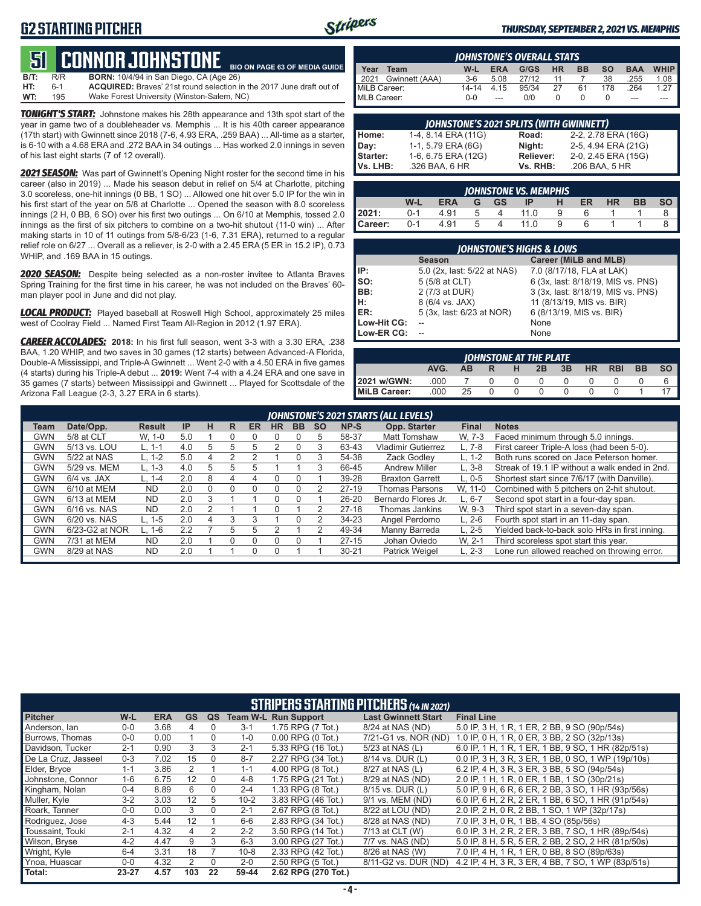# G2 STARTING PITCHER

*THURSDAY, SEPTEMBER 2, 2021 VS. MEMPHIS*

## 51 CONNOR JOHNSTONE

BIO ON PAGE 63 OF MEDIA GUIDE

| | | |
|---|---|---|
| **B/T:** | R/R | **BORN:** 10/4/94 in San Diego, CA (Age 26) |
| **HT:** | 6-1 | **ACQUIRED:** Braves' 21st round selection in the 2017 June draft out of |
| **WT:** | 195 | Wake Forest University (Winston-Salem, NC) |

***TONIGHT'S START:*** Johnstone makes his 28th appearance and 13th spot start of the year in game two of a doubleheader vs. Memphis ... It is his 40th career appearance (17th start) with Gwinnett since 2018 (7-6, 4.93 ERA, .259 BAA) ... All-time as a starter, is 6-10 with a 4.68 ERA and .272 BAA in 34 outings ... Has worked 2.0 innings in seven of his last eight starts (7 of 12 overall).

***2021 SEASON:*** Was part of Gwinnett's Opening Night roster for the second time in his career (also in 2019) ... Made his season debut in relief on 5/4 at Charlotte, pitching 3.0 scoreless, one-hit innings (0 BB, 1 SO) ... Allowed one hit over 5.0 IP for the win in his first start of the year on 5/8 at Charlotte ... Opened the season with 8.0 scoreless innings (2 H, 0 BB, 6 SO) over his first two outings ... On 6/10 at Memphis, tossed 2.0 innings as the first of six pitchers to combine on a two-hit shutout (11-0 win) ... After making starts in 10 of 11 outings from 5/8-6/23 (1-6, 7.31 ERA), returned to a regular relief role on 6/27 ... Overall as a reliever, is 2-0 with a 2.45 ERA (5 ER in 15.2 IP), 0.73 WHIP, and .169 BAA in 15 outings.

***2020 SEASON:*** Despite being selected as a non-roster invitee to Atlanta Braves Spring Training for the first time in his career, he was not included on the Braves' 60-man player pool in June and did not play.

***LOCAL PRODUCT:*** Played baseball at Roswell High School, approximately 25 miles west of Coolray Field ... Named First Team All-Region in 2012 (1.97 ERA).

***CAREER ACCOLADES:*** **2018:** In his first full season, went 3-3 with a 3.30 ERA, .238 BAA, 1.20 WHIP, and two saves in 30 games (12 starts) between Advanced-A Florida, Double-A Mississippi, and Triple-A Gwinnett ... Went 2-0 with a 4.50 ERA in five games (4 starts) during his Triple-A debut ... **2019:** Went 7-4 with a 4.24 ERA and one save in 35 games (7 starts) between Mississippi and Gwinnett ... Played for Scottsdale of the Arizona Fall League (2-3, 3.27 ERA in 6 starts).

### JOHNSTONE'S OVERALL STATS

| Year | Team | W-L | ERA | G/GS | HR | BB | SO | BAA | WHIP |
|---|---|---|---|---|---|---|---|---|---|
| 2021 | Gwinnett (AAA) | 3-6 | 5.08 | 27/12 | 11 | 7 | 38 | .255 | 1.08 |
| MiLB Career: | | 14-14 | 4.15 | 95/34 | 27 | 61 | 178 | .264 | 1.27 |
| MLB Career: | | 0-0 | --- | 0/0 | 0 | 0 | 0 | --- | --- |

### JOHNSTONE'S 2021 SPLITS (WITH GWINNETT)

| | | | |
|---|---|---|---|
| Home: | 1-4, 8.14 ERA (11G) | Road: | 2-2, 2.78 ERA (16G) |
| Day: | 1-1, 5.79 ERA (6G) | Night: | 2-5, 4.94 ERA (21G) |
| Starter: | 1-6, 6.75 ERA (12G) | Reliever: | 2-0, 2.45 ERA (15G) |
| Vs. LHB: | .326 BAA, 6 HR | Vs. RHB: | .206 BAA, 5 HR |

### JOHNSTONE VS. MEMPHIS

| | W-L | ERA | G | GS | IP | H | ER | HR | BB | SO |
|---|---|---|---|---|---|---|---|---|---|---|
| 2021: | 0-1 | 4.91 | 5 | 4 | 11.0 | 9 | 6 | 1 | 1 | 8 |
| Career: | 0-1 | 4.91 | 5 | 4 | 11.0 | 9 | 6 | 1 | 1 | 8 |

### JOHNSTONE'S HIGHS & LOWS

| | Season | Career (MiLB and MLB) |
|---|---|---|
| IP: | 5.0 (2x, last: 5/22 at NAS) | 7.0 (8/17/18, FLA at LAK) |
| SO: | 5 (5/8 at CLT) | 6 (3x, last: 8/18/19, MIS vs. PNS) |
| BB: | 2 (7/3 at DUR) | 3 (3x, last: 8/18/19, MIS vs. PNS) |
| H: | 8 (6/4 vs. JAX) | 11 (8/13/19, MIS vs. BIR) |
| ER: | 5 (3x, last: 6/23 at NOR) | 6 (8/13/19, MIS vs. BIR) |
| Low-Hit CG: | -- | None |
| Low-ER CG: | -- | None |

### JOHNSTONE AT THE PLATE

| | AVG. | AB | R | H | 2B | 3B | HR | RBI | BB | SO |
|---|---|---|---|---|---|---|---|---|---|---|
| 2021 w/GWN: | .000 | 7 | 0 | 0 | 0 | 0 | 0 | 0 | 0 | 6 |
| MiLB Career: | .000 | 25 | 0 | 0 | 0 | 0 | 0 | 0 | 1 | 17 |

### JOHNSTONE'S 2021 STARTS (ALL LEVELS)

| Team | Date/Opp. | Result | IP | H | R | ER | HR | BB | SO | NP-S | Opp. Starter | Final | Notes |
|---|---|---|---|---|---|---|---|---|---|---|---|---|---|
| GWN | 5/8 at CLT | W, 1-0 | 5.0 | 1 | 0 | 0 | 0 | 0 | 5 | 58-37 | Matt Tomshaw | W, 7-3 | Faced minimum through 5.0 innings. |
| GWN | 5/13 vs. LOU | L, 1-1 | 4.0 | 5 | 5 | 5 | 2 | 0 | 3 | 63-43 | Vladimir Gutierrez | L, 7-8 | First career Triple-A loss (had been 5-0). |
| GWN | 5/22 at NAS | L, 1-2 | 5.0 | 4 | 2 | 2 | 1 | 0 | 3 | 54-38 | Zack Godley | L, 1-2 | Both runs scored on Jace Peterson homer. |
| GWN | 5/29 vs. MEM | L, 1-3 | 4.0 | 5 | 5 | 5 | 1 | 1 | 3 | 66-45 | Andrew Miller | L, 3-8 | Streak of 19.1 IP without a walk ended in 2nd. |
| GWN | 6/4 vs. JAX | L, 1-4 | 2.0 | 8 | 4 | 4 | 0 | 0 | 1 | 39-28 | Braxton Garrett | L, 0-5 | Shortest start since 7/6/17 (with Danville). |
| GWN | 6/10 at MEM | ND | 2.0 | 0 | 0 | 0 | 0 | 0 | 2 | 27-19 | Thomas Parsons | W, 11-0 | Combined with 5 pitchers on 2-hit shutout. |
| GWN | 6/13 at MEM | ND | 2.0 | 3 | 1 | 1 | 0 | 0 | 1 | 26-20 | Bernardo Flores Jr. | L, 6-7 | Second spot start in a four-day span. |
| GWN | 6/16 vs. NAS | ND | 2.0 | 2 | 1 | 1 | 0 | 1 | 2 | 27-18 | Thomas Jenkins | W, 9-3 | Third spot start in a seven-day span. |
| GWN | 6/20 vs. NAS | L, 1-5 | 2.0 | 4 | 3 | 3 | 1 | 0 | 2 | 34-23 | Angel Perdomo | L, 2-6 | Fourth spot start in an 11-day span. |
| GWN | 6/23-G2 at NOR | L, 1-6 | 2.2 | 7 | 5 | 5 | 2 | 1 | 2 | 49-34 | Manny Barreda | L, 2-5 | Yielded back-to-back solo HRs in first inning. |
| GWN | 7/31 at MEM | ND | 2.0 | 1 | 0 | 0 | 0 | 0 | 1 | 27-15 | Johan Oviedo | W, 2-1 | Third scoreless spot start this year. |
| GWN | 8/29 at NAS | ND | 2.0 | 1 | 1 | 0 | 0 | 1 | 1 | 30-21 | Patrick Weigel | L, 2-3 | Lone run allowed reached on throwing error. |

### STRIPERS STARTING PITCHERS (14 IN 2021)

| Pitcher | W-L | ERA | GS | QS | Team W-L | Run Support | Last Gwinnett Start | Final Line |
|---|---|---|---|---|---|---|---|---|
| Anderson, Ian | 0-0 | 3.68 | 4 | 0 | 3-1 | 1.75 RPG (7 Tot.) | 8/24 at NAS (ND) | 5.0 IP, 3 H, 1 R, 1 ER, 2 BB, 9 SO (90p/54s) |
| Burrows, Thomas | 0-0 | 0.00 | 1 | 0 | 1-0 | 0.00 RPG (0 Tot.) | 7/21-G1 vs. NOR (ND) | 1.0 IP, 0 H, 1 R, 0 ER, 3 BB, 2 SO (32p/13s) |
| Davidson, Tucker | 2-1 | 0.90 | 3 | 3 | 2-1 | 5.33 RPG (16 Tot.) | 5/23 at NAS (L) | 6.0 IP, 1 H, 1 R, 1 ER, 1 BB, 9 SO, 1 HR (82p/51s) |
| De La Cruz, Jasseel | 0-3 | 7.02 | 15 | 0 | 8-7 | 2.27 RPG (34 Tot.) | 8/14 vs. DUR (L) | 0.0 IP, 3 H, 3 R, 3 ER, 1 BB, 0 SO, 1 WP (19p/10s) |
| Elder, Bryce | 1-1 | 3.86 | 2 | 1 | 1-1 | 4.00 RPG (8 Tot.) | 8/27 at NAS (L) | 6.2 IP, 4 H, 3 R, 3 ER, 3 BB, 5 SO (94p/54s) |
| Johnstone, Connor | 1-6 | 6.75 | 12 | 0 | 4-8 | 1.75 RPG (21 Tot.) | 8/29 at NAS (ND) | 2.0 IP, 1 H, 1 R, 0 ER, 1 BB, 1 SO (30p/21s) |
| Kingham, Nolan | 0-4 | 8.89 | 6 | 0 | 2-4 | 1.33 RPG (8 Tot.) | 8/15 vs. DUR (L) | 5.0 IP, 9 H, 6 R, 6 ER, 2 BB, 3 SO, 1 HR (93p/56s) |
| Muller, Kyle | 3-2 | 3.03 | 12 | 5 | 10-2 | 3.83 RPG (46 Tot.) | 9/1 vs. MEM (ND) | 6.0 IP, 6 H, 2 R, 2 ER, 1 BB, 6 SO, 1 HR (91p/54s) |
| Roark, Tanner | 0-0 | 0.00 | 3 | 0 | 2-1 | 2.67 RPG (8 Tot.) | 8/22 at LOU (ND) | 2.0 IP, 2 H, 0 R, 2 BB, 1 SO, 1 WP (32p/17s) |
| Rodriguez, Jose | 4-3 | 5.44 | 12 | 1 | 6-6 | 2.83 RPG (34 Tot.) | 8/28 at NAS (ND) | 7.0 IP, 3 H, 0 R, 1 BB, 4 SO (85p/56s) |
| Toussaint, Touki | 2-1 | 4.32 | 4 | 2 | 2-2 | 3.50 RPG (14 Tot.) | 7/13 at CLT (W) | 6.0 IP, 3 H, 2 R, 2 ER, 3 BB, 7 SO, 1 HR (89p/54s) |
| Wilson, Bryse | 4-2 | 4.47 | 9 | 3 | 6-3 | 3.00 RPG (27 Tot.) | 7/7 vs. NAS (ND) | 5.0 IP, 8 H, 5 R, 5 ER, 2 BB, 2 SO, 2 HR (81p/50s) |
| Wright, Kyle | 6-4 | 3.31 | 18 | 7 | 10-8 | 2.33 RPG (42 Tot.) | 8/26 at NAS (W) | 7.0 IP, 4 H, 1 R, 1 ER, 0 BB, 8 SO (89p/63s) |
| Ynoa, Huascar | 0-0 | 4.32 | 2 | 0 | 2-0 | 2.50 RPG (5 Tot.) | 8/11-G2 vs. DUR (ND) | 4.2 IP, 4 H, 3 R, 3 ER, 4 BB, 7 SO, 1 WP (83p/51s) |
| **Total:** | **23-27** | **4.57** | **103** | **22** | **59-44** | **2.62 RPG (270 Tot.)** | | |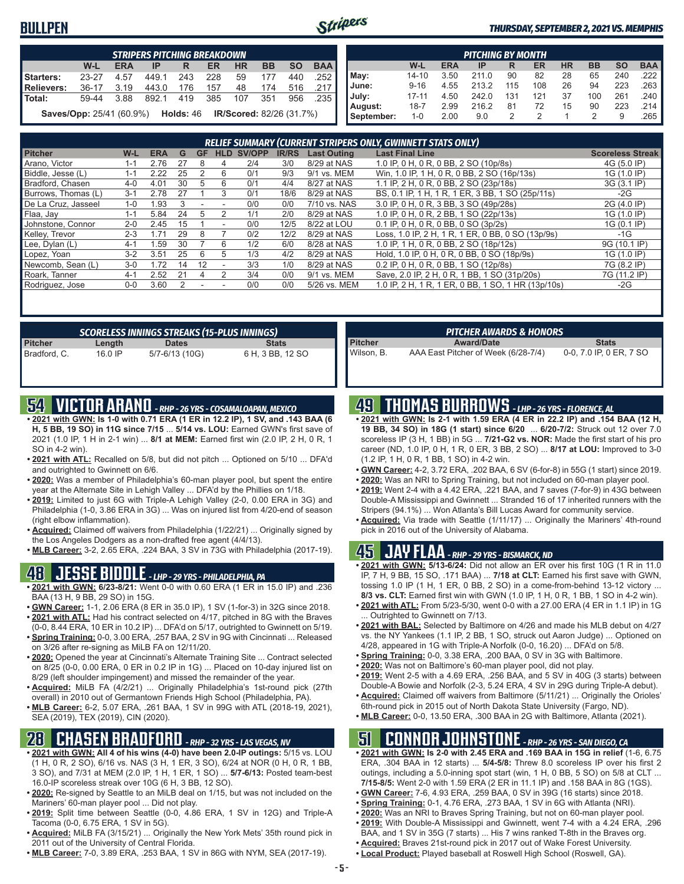## BULLPEN

**THURSDAY, SEPTEMBER 2, 2021 VS. MEMPHIS**

| STRIPERS PITCHING BREAKDOWN | | | | | | | | | |
|---|---|---|---|---|---|---|---|---|---|
| | W-L | ERA | IP | R | ER | HR | BB | SO | BAA |
| Starters: | 23-27 | 4.57 | 449.1 | 243 | 228 | 59 | 177 | 440 | .252 |
| Relievers: | 36-17 | 3.19 | 443.0 | 176 | 157 | 48 | 174 | 516 | .217 |
| Total: | 59-44 | 3.88 | 892.1 | 419 | 385 | 107 | 351 | 956 | .235 |

**Saves/Opp:** 25/41 (60.9%) **Holds:** 46 **IR/Scored:** 82/26 (31.7%)

| PITCHING BY MONTH | | | | | | | | | |
|---|---|---|---|---|---|---|---|---|---|
| | W-L | ERA | IP | R | ER | HR | BB | SO | BAA |
| May: | 14-10 | 3.50 | 211.0 | 90 | 82 | 28 | 65 | 240 | .222 |
| June: | 9-16 | 4.55 | 213.2 | 115 | 108 | 26 | 94 | 223 | .263 |
| July: | 17-11 | 4.50 | 242.0 | 131 | 121 | 37 | 100 | 261 | .240 |
| August: | 18-7 | 2.99 | 216.2 | 81 | 72 | 15 | 90 | 223 | .214 |
| September: | 1-0 | 2.00 | 9.0 | 2 | 2 | 1 | 2 | 9 | .265 |

### RELIEF SUMMARY (CURRENT STRIPERS ONLY, GWINNETT STATS ONLY)

| Pitcher | W-L | ERA | G | GF | HLD | SV/OPP | IR/RS | Last Outing | Last Final Line | Scoreless Streak |
|---|---|---|---|---|---|---|---|---|---|---|
| Arano, Victor | 1-1 | 2.76 | 27 | 8 | 4 | 2/4 | 3/0 | 8/29 at NAS | 1.0 IP, 0 H, 0 R, 0 BB, 2 SO (10p/8s) | 4G (5.0 IP) |
| Biddle, Jesse (L) | 1-1 | 2.22 | 25 | 2 | 6 | 0/1 | 9/3 | 9/1 vs. MEM | Win, 1.0 IP, 1 H, 0 R, 0 BB, 2 SO (16p/13s) | 1G (1.0 IP) |
| Bradford, Chasen | 4-0 | 4.01 | 30 | 5 | 6 | 0/1 | 4/4 | 8/27 at NAS | 1.1 IP, 2 H, 0 R, 0 BB, 2 SO (23p/18s) | 3G (3.1 IP) |
| Burrows, Thomas (L) | 3-1 | 2.78 | 27 | 1 | 3 | 0/1 | 18/6 | 8/29 at NAS | BS, 0.1 IP, 1 H, 1 R, 1 ER, 3 BB, 1 SO (25p/11s) | -2G |
| De La Cruz, Jasseel | 1-0 | 1.93 | 3 | - | - | 0/0 | 0/0 | 7/10 vs. NAS | 3.0 IP, 0 H, 0 R, 3 BB, 3 SO (49p/28s) | 2G (4.0 IP) |
| Flaa, Jay | 1-1 | 5.84 | 24 | 5 | 2 | 1/1 | 2/0 | 8/29 at NAS | 1.0 IP, 0 H, 0 R, 2 BB, 1 SO (22p/13s) | 1G (1.0 IP) |
| Johnstone, Connor | 2-0 | 2.45 | 15 | 1 | - | 0/0 | 12/5 | 8/22 at LOU | 0.1 IP, 0 H, 0 R, 0 BB, 0 SO (3p/2s) | 1G (0.1 IP) |
| Kelley, Trevor | 2-3 | 1.71 | 29 | 8 | 7 | 0/2 | 12/2 | 8/29 at NAS | Loss, 1.0 IP, 2 H, 1 R, 1 ER, 0 BB, 0 SO (13p/9s) | -1G |
| Lee, Dylan (L) | 4-1 | 1.59 | 30 | 7 | 6 | 1/2 | 6/0 | 8/28 at NAS | 1.0 IP, 1 H, 0 R, 0 BB, 2 SO (18p/12s) | 9G (10.1 IP) |
| Lopez, Yoan | 3-2 | 3.51 | 25 | 6 | 5 | 1/3 | 4/2 | 8/29 at NAS | Hold, 1.0 IP, 0 H, 0 R, 0 BB, 0 SO (18p/9s) | 1G (1.0 IP) |
| Newcomb, Sean (L) | 3-0 | 1.72 | 14 | 12 | - | 3/3 | 1/0 | 8/29 at NAS | 0.2 IP, 0 H, 0 R, 0 BB, 1 SO (12p/8s) | 7G (8.2 IP) |
| Roark, Tanner | 4-1 | 2.52 | 21 | 4 | 2 | 3/4 | 0/0 | 9/1 vs. MEM | Save, 2.0 IP, 2 H, 0 R, 1 BB, 1 SO (31p/20s) | 7G (11.2 IP) |
| Rodriguez, Jose | 0-0 | 3.60 | 2 | - | - | 0/0 | 0/0 | 5/26 vs. MEM | 1.0 IP, 2 H, 1 R, 1 ER, 0 BB, 1 SO, 1 HR (13p/10s) | -2G |

### SCORELESS INNINGS STREAKS (15-PLUS INNINGS)

| Pitcher | Length | Dates | Stats |
|---|---|---|---|
| Bradford, C. | 16.0 IP | 5/7-6/13 (10G) | 6 H, 3 BB, 12 SO |

### PITCHER AWARDS & HONORS

| Pitcher | Award/Date | Stats |
|---|---|---|
| Wilson, B. | AAA East Pitcher of Week (6/28-7/4) | 0-0, 7.0 IP, 0 ER, 7 SO |

## 54 VICTOR ARANO - RHP - 26 YRS - COSAMALOAPAN, MEXICO

- **2021 with GWN: Is 1-0 with 0.71 ERA (1 ER in 12.2 IP), 1 SV, and .143 BAA (6 H, 5 BB, 19 SO) in 11G since 7/15** ... **5/14 vs. LOU:** Earned GWN's first save of 2021 (1.0 IP, 1 H in 2-1 win) ... **8/1 at MEM:** Earned first win (2.0 IP, 2 H, 0 R, 1 SO in 4-2 win).
- **2021 with ATL:** Recalled on 5/8, but did not pitch ... Optioned on 5/10 ... DFA'd and outrighted to Gwinnett on 6/6.
- **2020:** Was a member of Philadelphia's 60-man player pool, but spent the entire year at the Alternate Site in Lehigh Valley ... DFA'd by the Phillies on 1/18.
- **2019:** Limited to just 6G with Triple-A Lehigh Valley (2-0, 0.00 ERA in 3G) and Philadelphia (1-0, 3.86 ERA in 3G) ... Was on injured list from 4/20-end of season (right elbow inflammation).
- **Acquired:** Claimed off waivers from Philadelphia (1/22/21) ... Originally signed by the Los Angeles Dodgers as a non-drafted free agent (4/4/13).
- **MLB Career:** 3-2, 2.65 ERA, .224 BAA, 3 SV in 73G with Philadelphia (2017-19).

## 48 JESSE BIDDLE - LHP - 29 YRS - PHILADELPHIA, PA

- **2021 with GWN:** 6/23-8/21: Went 0-0 with 0.60 ERA (1 ER in 15.0 IP) and .236 BAA (13 H, 9 BB, 29 SO) in 15G.
- **GWN Career:** 1-1, 2.06 ERA (8 ER in 35.0 IP), 1 SV (1-for-3) in 32G since 2018.
- **2021 with ATL:** Had his contract selected on 4/17, pitched in 8G with the Braves (0-0, 8.44 ERA, 10 ER in 10.2 IP) ... DFA'd on 5/17, outrighted to Gwinnett on 5/19.
- **Spring Training:** 0-0, 3.00 ERA, .257 BAA, 2 SV in 9G with Cincinnati ... Released on 3/26 after re-signing as MiLB FA on 12/11/20.
- **2020:** Opened the year at Cincinnati's Alternate Training Site ... Contract selected on 8/25 (0-0, 0.00 ERA, 0 ER in 0.2 IP in 1G) ... Placed on 10-day injured list on 8/29 (left shoulder impingement) and missed the remainder of the year.
- **Acquired:** MiLB FA (4/2/21) ... Originally Philadelphia's 1st-round pick (27th overall) in 2010 out of Germantown Friends High School (Philadelphia, PA).
- **MLB Career:** 6-2, 5.07 ERA, .261 BAA, 1 SV in 99G with ATL (2018-19, 2021), SEA (2019), TEX (2019), CIN (2020).

## 28 CHASEN BRADFORD - RHP - 32 YRS - LAS VEGAS, NV

- **2021 with GWN: All 4 of his wins (4-0) have been 2.0-IP outings:** 5/15 vs. LOU (1 H, 0 R, 2 SO), 6/16 vs. NAS (3 H, 1 ER, 3 SO), 6/24 at NOR (0 H, 0 R, 1 BB, 3 SO), and 7/31 at MEM (2.0 IP, 1 H, 1 ER, 1 SO) ... **5/7-6/13:** Posted team-best 16.0-IP scoreless streak over 10G (6 H, 3 BB, 12 SO).
- **2020:** Re-signed by Seattle to an MiLB deal on 1/15, but was not included on the Mariners' 60-man player pool ... Did not play.
- **2019:** Split time between Seattle (0-0, 4.86 ERA, 1 SV in 12G) and Triple-A Tacoma (0-0, 6.75 ERA, 1 SV in 5G).
- **Acquired:** MiLB FA (3/15/21) ... Originally the New York Mets' 35th round pick in 2011 out of the University of Central Florida.
- **MLB Career:** 7-0, 3.89 ERA, .253 BAA, 1 SV in 86G with NYM, SEA (2017-19).

## 49 THOMAS BURROWS - LHP - 26 YRS - FLORENCE, AL

- **2021 with GWN: Is 2-1 with 1.59 ERA (4 ER in 22.2 IP) and .154 BAA (12 H, 19 BB, 34 SO) in 18G (1 start) since 6/20** ... **6/20-7/2:** Struck out 12 over 7.0 scoreless IP (3 H, 1 BB) in 5G ... **7/21-G2 vs. NOR:** Made the first start of his pro career (ND, 1.0 IP, 0 H, 1 R, 0 ER, 3 BB, 2 SO) ... **8/17 at LOU:** Improved to 3-0 (1.2 IP, 1 H, 0 R, 1 BB, 1 SO) in 4-2 win.
- **GWN Career:** 4-2, 3.72 ERA, .202 BAA, 6 SV (6-for-8) in 55G (1 start) since 2019.
- **2020:** Was an NRI to Spring Training, but not included on 60-man player pool.
- **2019:** Went 2-4 with a 4.42 ERA, .221 BAA, and 7 saves (7-for-9) in 43G between Double-A Mississippi and Gwinnett ... Stranded 16 of 17 inherited runners with the Stripers (94.1%) ... Won Atlanta's Bill Lucas Award for community service.
- **Acquired:** Via trade with Seattle (1/11/17) ... Originally the Mariners' 4th-round pick in 2016 out of the University of Alabama.

## 45 JAY FLAA - RHP - 29 YRS - BISMARCK, ND

- **2021 with GWN: 5/13-6/24:** Did not allow an ER over his first 10G (1 R in 11.0 IP, 7 H, 9 BB, 15 SO, .171 BAA) ... **7/18 at CLT:** Earned his first save with GWN, tossing 1.0 IP (1 H, 1 ER, 0 BB, 2 SO) in a come-from-behind 13-12 victory ... **8/3 vs. CLT:** Earned first win with GWN (1.0 IP, 0 H, 1 R, 1 BB, 1 SO in 4-2 win).
- **2021 with ATL:** From 5/23-5/30, went 0-0 with a 27.00 ERA (4 ER in 1.1 IP) in 1G ... Outrighted to Gwinnett on 7/13.
- **2021 with BAL:** Selected by Baltimore on 4/26 and made his MLB debut on 4/27 vs. the NY Yankees (1.1 IP, 2 BB, 1 SO, struck out Aaron Judge) ... Optioned on 4/28, appeared in 1G with Triple-A Norfolk (0-0, 16.20) ... DFA'd on 5/8.
- **Spring Training:** 0-0, 3.38 ERA, .200 BAA, 0 SV in 3G with Baltimore.
- **2020:** Was not on Baltimore's 60-man player pool, did not play.
- **2019:** Went 2-5 with a 4.69 ERA, .256 BAA, and 5 SV in 40G (3 starts) between Double-A Bowie and Norfolk (2-3, 5.24 ERA, 4 SV in 29G during Triple-A debut).
- **Acquired:** Claimed off waivers from Baltimore (5/11/21) ... Originally the Orioles' 6th-round pick in 2015 out of North Dakota State University (Fargo, ND).
- **MLB Career:** 0-0, 13.50 ERA, .300 BAA in 2G with Baltimore, Atlanta (2021).

## 51 CONNOR JOHNSTONE - RHP - 26 YRS - SAN DIEGO, CA

- **2021 with GWN: Is 2-0 with 2.45 ERA and .169 BAA in 15G in relief** (1-6, 6.75 ERA, .304 BAA in 12 starts) ... **5/4-5/8:** Threw 8.0 scoreless IP over his first 2 outings, including a 5.0-inning spot start (win, 1 H, 0 BB, 5 SO) on 5/8 at CLT ... **7/15-8/5:** Went 2-0 with 1.59 ERA (2 ER in 11.1 IP) and .158 BAA in 8G (1GS).
- **GWN Career:** 7-6, 4.93 ERA, .259 BAA, 0 SV in 39G (16 starts) since 2018.
- **Spring Training:** 0-1, 4.76 ERA, .273 BAA, 1 SV in 6G with Atlanta (NRI).
- **2020:** Was an NRI to Braves Spring Training, but not on 60-man player pool.
- **2019:** With Double-A Mississippi and Gwinnett, went 7-4 with a 4.24 ERA, .296 BAA, and 1 SV in 35G (7 starts) ... His 7 wins ranked T-8th in the Braves org.
- **Acquired:** Braves 21st-round pick in 2017 out of Wake Forest University.
- **Local Product:** Played baseball at Roswell High School (Roswell, GA).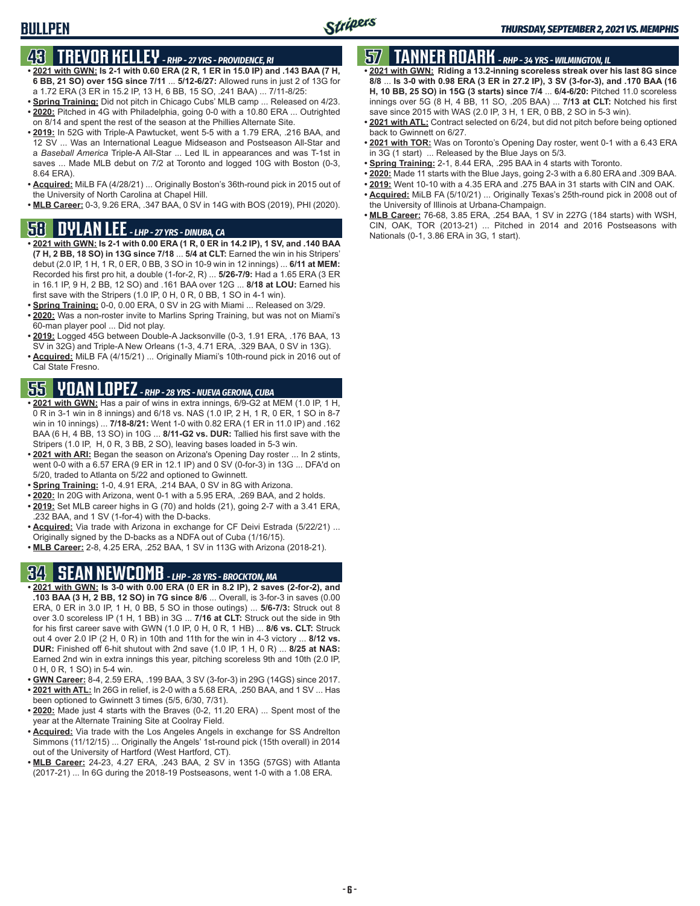## 43 TREVOR KELLEY - RHP - 27 YRS - PROVIDENCE, RI

- **2021 with GWN: Is 2-1 with 0.60 ERA (2 R, 1 ER in 15.0 IP) and .143 BAA (7 H, 6 BB, 21 SO) over 15G since 7/11** ... **5/12-6/27:** Allowed runs in just 2 of 13G for a 1.72 ERA (3 ER in 15.2 IP, 13 H, 6 BB, 15 SO, .241 BAA) ... 7/11-8/25:
- **Spring Training:** Did not pitch in Chicago Cubs' MLB camp ... Released on 4/23.
- **2020:** Pitched in 4G with Philadelphia, going 0-0 with a 10.80 ERA ... Outrighted on 8/14 and spent the rest of the season at the Phillies Alternate Site.
- **2019:** In 52G with Triple-A Pawtucket, went 5-5 with a 1.79 ERA, .216 BAA, and 12 SV ... Was an International League Midseason and Postseason All-Star and a *Baseball America* Triple-A All-Star ... Led IL in appearances and was T-1st in saves ... Made MLB debut on 7/2 at Toronto and logged 10G with Boston (0-3, 8.64 ERA).
- **Acquired:** MiLB FA (4/28/21) ... Originally Boston's 36th-round pick in 2015 out of the University of North Carolina at Chapel Hill.
- **MLB Career:** 0-3, 9.26 ERA, .347 BAA, 0 SV in 14G with BOS (2019), PHI (2020).

## 58 DYLAN LEE - LHP - 27 YRS - DINUBA, CA

- **2021 with GWN: Is 2-1 with 0.00 ERA (1 R, 0 ER in 14.2 IP), 1 SV, and .140 BAA (7 H, 2 BB, 18 SO) in 13G since 7/18** ... **5/4 at CLT:** Earned the win in his Stripers' debut (2.0 IP, 1 H, 1 R, 0 ER, 0 BB, 3 SO in 10-9 win in 12 innings) ... **6/11 at MEM:** Recorded his first pro hit, a double (1-for-2, R) ... **5/26-7/9:** Had a 1.65 ERA (3 ER in 16.1 IP, 9 H, 2 BB, 12 SO) and .161 BAA over 12G ... **8/18 at LOU:** Earned his first save with the Stripers (1.0 IP, 0 H, 0 R, 0 BB, 1 SO in 4-1 win).
- **Spring Training:** 0-0, 0.00 ERA, 0 SV in 2G with Miami ... Released on 3/29.
- **2020:** Was a non-roster invite to Marlins Spring Training, but was not on Miami's 60-man player pool ... Did not play.
- **2019:** Logged 45G between Double-A Jacksonville (0-3, 1.91 ERA, .176 BAA, 13 SV in 32G) and Triple-A New Orleans (1-3, 4.71 ERA, .329 BAA, 0 SV in 13G).
- **Acquired:** MiLB FA (4/15/21) ... Originally Miami's 10th-round pick in 2016 out of Cal State Fresno.

## 55 YOAN LOPEZ - RHP - 28 YRS - NUEVA GERONA, CUBA

- **2021 with GWN:** Has a pair of wins in extra innings, 6/9-G2 at MEM (1.0 IP, 1 H, 0 R in 3-1 win in 8 innings) and 6/18 vs. NAS (1.0 IP, 2 H, 1 R, 0 ER, 1 SO in 8-7 win in 10 innings) ... **7/18-8/21:** Went 1-0 with 0.82 ERA (1 ER in 11.0 IP) and .162 BAA (6 H, 4 BB, 13 SO) in 10G ... **8/11-G2 vs. DUR:** Tallied his first save with the Stripers (1.0 IP, H, 0 R, 3 BB, 2 SO), leaving bases loaded in 5-3 win.
- **2021 with ARI:** Began the season on Arizona's Opening Day roster ... In 2 stints, went 0-0 with a 6.57 ERA (9 ER in 12.1 IP) and 0 SV (0-for-3) in 13G ... DFA'd on 5/20, traded to Atlanta on 5/22 and optioned to Gwinnett.
- **Spring Training:** 1-0, 4.91 ERA, .214 BAA, 0 SV in 8G with Arizona.
- **2020:** In 20G with Arizona, went 0-1 with a 5.95 ERA, .269 BAA, and 2 holds.
- **2019:** Set MLB career highs in G (70) and holds (21), going 2-7 with a 3.41 ERA, .232 BAA, and 1 SV (1-for-4) with the D-backs.
- **Acquired:** Via trade with Arizona in exchange for CF Deivi Estrada (5/22/21) ... Originally signed by the D-backs as a NDFA out of Cuba (1/16/15).
- **MLB Career:** 2-8, 4.25 ERA, .252 BAA, 1 SV in 113G with Arizona (2018-21).

## 34 SEAN NEWCOMB - LHP - 28 YRS - BROCKTON, MA

- **2021 with GWN: Is 3-0 with 0.00 ERA (0 ER in 8.2 IP), 2 saves (2-for-2), and .103 BAA (3 H, 2 BB, 12 SO) in 7G since 8/6** ... Overall, is 3-for-3 in saves (0.00 ERA, 0 ER in 3.0 IP, 1 H, 0 BB, 5 SO in those outings) ... **5/6-7/3:** Struck out 8 over 3.0 scoreless IP (1 H, 1 BB) in 3G ... **7/16 at CLT:** Struck out the side in 9th for his first career save with GWN (1.0 IP, 0 H, 0 R, 1 HB) ... **8/6 vs. CLT:** Struck out 4 over 2.0 IP (2 H, 0 R) in 10th and 11th for the win in 4-3 victory ... **8/12 vs. DUR:** Finished off 6-hit shutout with 2nd save (1.0 IP, 1 H, 0 R) ... **8/25 at NAS:** Earned 2nd win in extra innings this year, pitching scoreless 9th and 10th (2.0 IP, 0 H, 0 R, 1 SO) in 5-4 win.
- **GWN Career:** 8-4, 2.59 ERA, .199 BAA, 3 SV (3-for-3) in 29G (14GS) since 2017.
- **2021 with ATL:** In 26G in relief, is 2-0 with a 5.68 ERA, .250 BAA, and 1 SV ... Has been optioned to Gwinnett 3 times (5/5, 6/30, 7/31).
- **2020:** Made just 4 starts with the Braves (0-2, 11.20 ERA) ... Spent most of the year at the Alternate Training Site at Coolray Field.
- **Acquired:** Via trade with the Los Angeles Angels in exchange for SS Andrelton Simmons (11/12/15) ... Originally the Angels' 1st-round pick (15th overall) in 2014 out of the University of Hartford (West Hartford, CT).
- **MLB Career:** 24-23, 4.27 ERA, .243 BAA, 2 SV in 135G (57GS) with Atlanta (2017-21) ... In 6G during the 2018-19 Postseasons, went 1-0 with a 1.08 ERA.

## 57 TANNER ROARK - RHP - 34 YRS - WILMINGTON, IL

- **2021 with GWN: Riding a 13.2-inning scoreless streak over his last 8G since 8/8** ... **Is 3-0 with 0.98 ERA (3 ER in 27.2 IP), 3 SV (3-for-3), and .170 BAA (16 H, 10 BB, 25 SO) in 15G (3 starts) since 7/4** ... **6/4-6/20:** Pitched 11.0 scoreless innings over 5G (8 H, 4 BB, 11 SO, .205 BAA) ... **7/13 at CLT:** Notched his first save since 2015 with WAS (2.0 IP, 3 H, 1 ER, 0 BB, 2 SO in 5-3 win).
- **2021 with ATL:** Contract selected on 6/24, but did not pitch before being optioned back to Gwinnett on 6/27.
- **2021 with TOR:** Was on Toronto's Opening Day roster, went 0-1 with a 6.43 ERA in 3G (1 start) ... Released by the Blue Jays on 5/3.
- **Spring Training:** 2-1, 8.44 ERA, .295 BAA in 4 starts with Toronto.
- **2020:** Made 11 starts with the Blue Jays, going 2-3 with a 6.80 ERA and .309 BAA.
- **2019:** Went 10-10 with a 4.35 ERA and .275 BAA in 31 starts with CIN and OAK.
- **Acquired:** MiLB FA (5/10/21) ... Originally Texas's 25th-round pick in 2008 out of the University of Illinois at Urbana-Champaign.
- **MLB Career:** 76-68, 3.85 ERA, .254 BAA, 1 SV in 227G (184 starts) with WSH, CIN, OAK, TOR (2013-21) ... Pitched in 2014 and 2016 Postseasons with Nationals (0-1, 3.86 ERA in 3G, 1 start).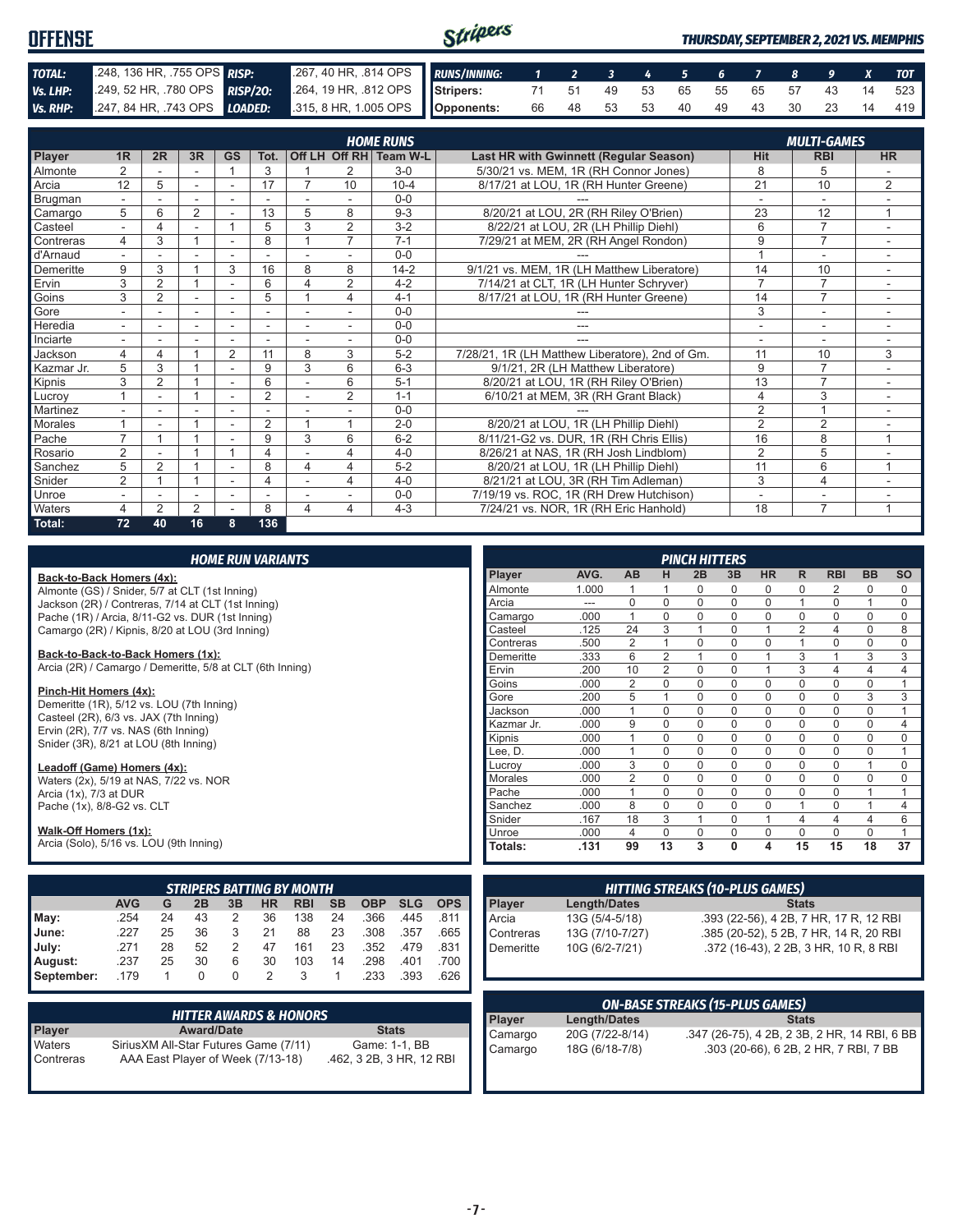# OFFENSE

*THURSDAY, SEPTEMBER 2, 2021 VS. MEMPHIS*

| | | | |
|---|---|---|---|
| **TOTAL:** | .248, 136 HR, .755 OPS | **RISP:** | .267, 40 HR, .814 OPS |
| **Vs. LHP:** | .249, 52 HR, .780 OPS | **RISP/2O:** | .264, 19 HR, .812 OPS |
| **Vs. RHP:** | .247, 84 HR, .743 OPS | **LOADED:** | .315, 8 HR, 1.005 OPS |

| RUNS/INNING: | 1 | 2 | 3 | 4 | 5 | 6 | 7 | 8 | 9 | X | TOT |
|---|---|---|---|---|---|---|---|---|---|---|---|
| Stripers: | 71 | 51 | 49 | 53 | 65 | 55 | 65 | 57 | 43 | 14 | 523 |
| Opponents: | 66 | 48 | 53 | 53 | 40 | 49 | 43 | 30 | 23 | 14 | 419 |

| | HOME RUNS | | | | | | | | | MULTI-GAMES | | |
|---|---|---|---|---|---|---|---|---|---|---|---|---|
| Player | 1R | 2R | 3R | GS | Tot. | Off LH | Off RH | Team W-L | Last HR with Gwinnett (Regular Season) | Hit | RBI | HR |
| Almonte | 2 | - | - | 1 | 3 | 1 | 2 | 3-0 | 5/30/21 vs. MEM, 1R (RH Connor Jones) | 8 | 5 | - |
| Arcia | 12 | 5 | - | - | 17 | 7 | 10 | 10-4 | 8/17/21 at LOU, 1R (RH Hunter Greene) | 21 | 10 | 2 |
| Brugman | - | - | - | - | - | - | - | 0-0 | --- | - | - | - |
| Camargo | 5 | 6 | 2 | - | 13 | 5 | 8 | 9-3 | 8/20/21 at LOU, 2R (RH Riley O'Brien) | 23 | 12 | 1 |
| Casteel | - | 4 | - | 1 | 5 | 3 | 2 | 3-2 | 8/22/21 at LOU, 2R (LH Phillip Diehl) | 6 | 7 | - |
| Contreras | 4 | 3 | 1 | - | 8 | 1 | 7 | 7-1 | 7/29/21 at MEM, 2R (RH Angel Rondon) | 9 | 7 | - |
| d'Arnaud | - | - | - | - | - | - | - | 0-0 | --- | 1 | - | - |
| Demeritte | 9 | 3 | 1 | 3 | 16 | 8 | 8 | 14-2 | 9/1/21 vs. MEM, 1R (LH Matthew Liberatore) | 14 | 10 | - |
| Ervin | 3 | 2 | 1 | - | 6 | 4 | 2 | 4-2 | 7/14/21 at CLT, 1R (LH Hunter Schryver) | 7 | 7 | - |
| Goins | 3 | 2 | - | - | 5 | 1 | 4 | 4-1 | 8/17/21 at LOU, 1R (RH Hunter Greene) | 14 | 7 | - |
| Gore | - | - | - | - | - | - | - | 0-0 | --- | 3 | - | - |
| Heredia | - | - | - | - | - | - | - | 0-0 | --- | - | - | - |
| Inciarte | - | - | - | - | - | - | - | 0-0 | --- | - | - | - |
| Jackson | 4 | 4 | 1 | 2 | 11 | 8 | 3 | 5-2 | 7/28/21, 1R (LH Matthew Liberatore), 2nd of Gm. | 11 | 10 | 3 |
| Kazmar Jr. | 5 | 3 | 1 | - | 9 | 3 | 6 | 6-3 | 9/1/21, 2R (LH Matthew Liberatore) | 9 | 7 | - |
| Kipnis | 3 | 2 | 1 | - | 6 | - | 6 | 5-1 | 8/20/21 at LOU, 1R (RH Riley O'Brien) | 13 | 7 | - |
| Lucroy | 1 | - | 1 | - | 2 | - | 2 | 1-1 | 6/10/21 at MEM, 3R (RH Grant Black) | 4 | 3 | - |
| Martinez | - | - | - | - | - | - | - | 0-0 | --- | 2 | 1 | - |
| Morales | 1 | - | 1 | - | 2 | 1 | 1 | 2-0 | 8/20/21 at LOU, 1R (LH Phillip Diehl) | 2 | 2 | - |
| Pache | 7 | 1 | 1 | - | 9 | 3 | 6 | 6-2 | 8/11/21-G2 vs. DUR, 1R (RH Chris Ellis) | 16 | 8 | 1 |
| Rosario | 2 | - | 1 | 1 | 4 | - | 4 | 4-0 | 8/26/21 at NAS, 1R (RH Josh Lindblom) | 2 | 5 | - |
| Sanchez | 5 | 2 | 1 | - | 8 | 4 | 4 | 5-2 | 8/20/21 at LOU, 1R (LH Phillip Diehl) | 11 | 6 | 1 |
| Snider | 2 | 1 | 1 | - | 4 | - | 4 | 4-0 | 8/21/21 at LOU, 3R (RH Tim Adleman) | 3 | 4 | - |
| Unroe | - | - | - | - | - | - | - | 0-0 | 7/19/19 vs. ROC, 1R (RH Drew Hutchison) | - | - | - |
| Waters | 4 | 2 | 2 | - | 8 | 4 | 4 | 4-3 | 7/24/21 vs. NOR, 1R (RH Eric Hanhold) | 18 | 7 | 1 |
| **Total:** | **72** | **40** | **16** | **8** | **136** | | | | | | | |

## HOME RUN VARIANTS

**Back-to-Back Homers (4x):**
Almonte (GS) / Snider, 5/7 at CLT (1st Inning)
Jackson (2R) / Contreras, 7/14 at CLT (1st Inning)
Pache (1R) / Arcia, 8/11-G2 vs. DUR (1st Inning)
Camargo (2R) / Kipnis, 8/20 at LOU (3rd Inning)

**Back-to-Back-to-Back Homers (1x):**
Arcia (2R) / Camargo / Demeritte, 5/8 at CLT (6th Inning)

**Pinch-Hit Homers (4x):**
Demeritte (1R), 5/12 vs. LOU (7th Inning)
Casteel (2R), 6/3 vs. JAX (7th Inning)
Ervin (2R), 7/7 vs. NAS (6th Inning)
Snider (3R), 8/21 at LOU (8th Inning)

**Leadoff (Game) Homers (4x):**
Waters (2x), 5/19 at NAS, 7/22 vs. NOR
Arcia (1x), 7/3 at DUR
Pache (1x), 8/8-G2 vs. CLT

**Walk-Off Homers (1x):**
Arcia (Solo), 5/16 vs. LOU (9th Inning)

## PINCH HITTERS

| Player | AVG. | AB | H | 2B | 3B | HR | R | RBI | BB | SO |
|---|---|---|---|---|---|---|---|---|---|---|
| Almonte | 1.000 | 1 | 1 | 0 | 0 | 0 | 0 | 2 | 0 | 0 |
| Arcia | --- | 0 | 0 | 0 | 0 | 0 | 1 | 0 | 1 | 0 |
| Camargo | .000 | 1 | 0 | 0 | 0 | 0 | 0 | 0 | 0 | 0 |
| Casteel | .125 | 24 | 3 | 1 | 0 | 1 | 2 | 4 | 0 | 8 |
| Contreras | .500 | 2 | 1 | 0 | 0 | 0 | 1 | 0 | 0 | 0 |
| Demeritte | .333 | 6 | 2 | 1 | 0 | 1 | 3 | 1 | 3 | 3 |
| Ervin | .200 | 10 | 2 | 0 | 0 | 1 | 3 | 4 | 4 | 4 |
| Goins | .000 | 2 | 0 | 0 | 0 | 0 | 0 | 0 | 0 | 1 |
| Gore | .200 | 5 | 1 | 0 | 0 | 0 | 0 | 0 | 3 | 3 |
| Jackson | .000 | 1 | 0 | 0 | 0 | 0 | 0 | 0 | 0 | 1 |
| Kazmar Jr. | .000 | 9 | 0 | 0 | 0 | 0 | 0 | 0 | 0 | 4 |
| Kipnis | .000 | 1 | 0 | 0 | 0 | 0 | 0 | 0 | 0 | 0 |
| Lee, D. | .000 | 1 | 0 | 0 | 0 | 0 | 0 | 0 | 0 | 1 |
| Lucroy | .000 | 3 | 0 | 0 | 0 | 0 | 0 | 0 | 1 | 0 |
| Morales | .000 | 2 | 0 | 0 | 0 | 0 | 0 | 0 | 0 | 0 |
| Pache | .000 | 1 | 0 | 0 | 0 | 0 | 0 | 0 | 1 | 1 |
| Sanchez | .000 | 8 | 0 | 0 | 0 | 0 | 1 | 0 | 1 | 4 |
| Snider | .167 | 18 | 3 | 1 | 0 | 1 | 4 | 4 | 4 | 6 |
| Unroe | .000 | 4 | 0 | 0 | 0 | 0 | 0 | 0 | 0 | 1 |
| **Totals:** | **.131** | **99** | **13** | **3** | **0** | **4** | **15** | **15** | **18** | **37** |

## STRIPERS BATTING BY MONTH

| | AVG | G | 2B | 3B | HR | RBI | SB | OBP | SLG | OPS |
|---|---|---|---|---|---|---|---|---|---|---|
| May: | .254 | 24 | 43 | 2 | 36 | 138 | 24 | .366 | .445 | .811 |
| June: | .227 | 25 | 36 | 3 | 21 | 88 | 23 | .308 | .357 | .665 |
| July: | .271 | 28 | 52 | 2 | 47 | 161 | 23 | .352 | .479 | .831 |
| August: | .237 | 25 | 30 | 6 | 30 | 103 | 14 | .298 | .401 | .700 |
| September: | .179 | 1 | 0 | 0 | 2 | 3 | 1 | .233 | .393 | .626 |

## HITTING STREAKS (10-PLUS GAMES)

| Player | Length/Dates | Stats |
|---|---|---|
| Arcia | 13G (5/4-5/18) | .393 (22-56), 4 2B, 7 HR, 17 R, 12 RBI |
| Contreras | 13G (7/10-7/27) | .385 (20-52), 5 2B, 7 HR, 14 R, 20 RBI |
| Demeritte | 10G (6/2-7/21) | .372 (16-43), 2 2B, 3 HR, 10 R, 8 RBI |

## HITTER AWARDS & HONORS

| Player | Award/Date | Stats |
|---|---|---|
| Waters | SiriusXM All-Star Futures Game (7/11) | Game: 1-1, BB |
| Contreras | AAA East Player of Week (7/13-18) | .462, 3 2B, 3 HR, 12 RBI |

## ON-BASE STREAKS (15-PLUS GAMES)

| Player | Length/Dates | Stats |
|---|---|---|
| Camargo | 20G (7/22-8/14) | .347 (26-75), 4 2B, 2 3B, 2 HR, 14 RBI, 6 BB |
| Camargo | 18G (6/18-7/8) | .303 (20-66), 6 2B, 2 HR, 7 RBI, 7 BB |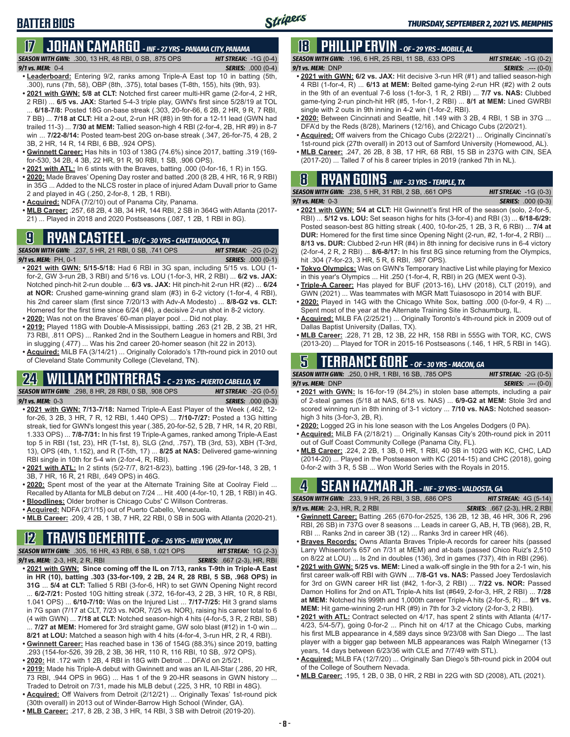## BATTER BIOS

## 17 JOHAN CAMARGO - INF - 27 YRS - PANAMA CITY, PANAMA

**SEASON WITH GWN:** .300, 13 HR, 48 RBI, 0 SB, .875 OPS **HIT STREAK:** -1G (0-4)
**9/1 vs. MEM:** 0-4 **SERIES:** .000 (0-4)

- **Leaderboard:** Entering 9/2, ranks among Triple-A East top 10 in batting (5th, .300), runs (7th, 58), OBP (8th, .375), total bases (T-8th, 155), hits (9th, 93).
- **2021 with GWN: 5/8 at CLT:** Notched first career multi-HR game (2-for-4, 2 HR, 2 RBI) ... **6/5 vs. JAX:** Started 5-4-3 triple play, GWN's first since 5/28/19 at TOL ... **6/18-7/8:** Posted 18G on-base streak (.303, 20-for-66, 6 2B, 2 HR, 9 R, 7 RBI, 7 BB) ... **7/18 at CLT:** Hit a 2-out, 2-run HR (#8) in 9th for a 12-11 lead (GWN had trailed 11-3) ... **7/30 at MEM:** Tallied season-high 4 RBI (2-for-4, 2B, HR #9) in 8-7 win ... **7/22-8/14:** Posted team-best 20G on-base streak (.347, 26-for-75, 4 2B, 2 3B, 2 HR, 14 R, 14 RBI, 6 BB, .924 OPS).
- **Gwinnett Career:** Has hits in 103 of 138G (74.6%) since 2017, batting .319 (169-for-530, 34 2B, 4 3B, 22 HR, 91 R, 90 RBI, 1 SB, .906 OPS).
- **2021 with ATL:** In 6 stints with the Braves, batting .000 (0-for-16, 1 R) in 15G.
- **2020:** Made Braves' Opening Day roster and batted .200 (8 2B, 4 HR, 16 R, 9 RBI) in 35G ... Added to the NLCS roster in place of injured Adam Duvall prior to Game 2 and played in 4G (.250, 2-for-8, 1 2B, 1 RBI).
- **Acquired:** NDFA (7/2/10) out of Panama City, Panama.
- **MLB Career:** .257, 68 2B, 4 3B, 34 HR, 144 RBI, 2 SB in 364G with Atlanta (2017-21) ... Played in 2018 and 2020 Postseasons (.087, 1 2B, 1 RBI in 8G).

## 9 RYAN CASTEEL - 1B/C - 30 YRS - CHATTANOOGA, TN

**SEASON WITH GWN:** .237, 5 HR, 21 RBI, 0 SB, .741 OPS **HIT STREAK:** -2G (0-2)
**9/1 vs. MEM:** PH, 0-1 **SERIES:** .000 (0-1)

- **2021 with GWN: 5/15-5/18:** Had 6 RBI in 3G span, including 5/15 vs. LOU (1-for-2, GW 3-run 2B, 3 RBI) and 5/16 vs. LOU (1-for-3, HR, 2 RBI) ... **6/2 vs. JAX:** Notched pinch-hit 2-run double ... **6/3 vs. JAX:** Hit pinch-hit 2-run HR (#2) ... **6/24 at NOR:** Crushed game-winning grand slam (#3) in 6-2 victory (1-for-4, 4 RBI), his 2nd career slam (first since 7/20/13 with Adv-A Modesto) ... **8/8-G2 vs. CLT:** Homered for the first time since 6/24 (#4), a decisive 2-run shot in 8-2 victory.
- **2020:** Was not on the Braves' 60-man player pool ... Did not play.
- **2019:** Played 118G with Double-A Mississippi, batting .263 (21 2B, 2 3B, 21 HR, 73 RBI, .811 OPS) ... Ranked 2nd in the Southern League in homers and RBI, 3rd in slugging (.477) ... Was his 2nd career 20-homer season (hit 22 in 2013).
- **Acquired:** MiLB FA (3/14/21) ... Originally Colorado's 17th-round pick in 2010 out of Cleveland State Community College (Cleveland, TN).

## 24 WILLIAM CONTRERAS - C - 23 YRS - PUERTO CABELLO, VZ

**SEASON WITH GWN:** .298, 8 HR, 28 RBI, 0 SB, .908 OPS **HIT STREAK:** -2G (0-5)
**9/1 vs. MEM:** 0-3 **SERIES:** .000 (0-3)

- **2021 with GWN: 7/13-7/18:** Named Triple-A East Player of the Week (.462, 12-for-26, 3 2B, 3 HR, 7 R, 12 RBI, 1.440 OPS) ... **7/10-7/27:** Posted a 13G hitting streak, tied for GWN's longest this year (.385, 20-for-52, 5 2B, 7 HR, 14 R, 20 RBI, 1.333 OPS) ... **7/8-7/31:** In his first 19 Triple-A games, ranked among Triple-A East top 5 in RBI (1st, 23), HR (T-1st, 8), SLG (2nd, .757), TB (3rd, 53), XBH (T-3rd, 13), OPS (4th, 1.152), and R (T-5th, 17) ... **8/25 at NAS:** Delivered game-winning RBI single in 10th for 5-4 win (2-for-4, R, RBI).
- **2021 with ATL:** In 2 stints (5/2-7/7, 8/21-8/23), batting .196 (29-for-148, 3 2B, 1 3B, 7 HR, 16 R, 21 RBI, .649 OPS) in 46G.
- **2020:** Spent most of the year at the Alternate Training Site at Coolray Field ... Recalled by Atlanta for MLB debut on 7/24 ... Hit .400 (4-for-10, 1 2B, 1 RBI) in 4G.
- **Bloodlines:** Older brother is Chicago Cubs' C Willson Contreras.
- **Acquired:** NDFA (2/1/15) out of Puerto Cabello, Venezuela.
- **MLB Career:** .209, 4 2B, 1 3B, 7 HR, 22 RBI, 0 SB in 50G with Atlanta (2020-21).

## 12 TRAVIS DEMERITTE - OF - 26 YRS - NEW YORK, NY

**SEASON WITH GWN:** .305, 16 HR, 43 RBI, 6 SB, 1.021 OPS **HIT STREAK:** 1G (2-3)
**9/1 vs. MEM:** 2-3, HR, 2 R, RBI **SERIES:** .667 (2-3), HR, RBI

- **2021 with GWN: Since coming off the IL on 7/13, ranks T-9th in Triple-A East in HR (10), batting .303 (33-for-109, 2 2B, 24 R, 28 RBI, 5 SB, .968 OPS) in 31G** ... **5/4 at CLT:** Tallied 5 RBI (3-for-6, HR) to set GWN Opening Night record ... **6/2-7/21:** Posted 10G hitting streak (.372, 16-for-43, 2 2B, 3 HR, 10 R, 8 RBI, 1.041 OPS) ... **6/10-7/10:** Was on the Injured List ... **7/17-7/25:** Hit 3 grand slams in 7G span (7/17 at CLT, 7/23 vs. NOR, 7/25 vs. NOR), raising his career total to 6 (4 with GWN) ... **7/18 at CLT:** Notched season-high 4 hits (4-for-5, 3 R, 2 RBI, SB) ... **7/27 at MEM:** Homered for 3rd straight game, GW solo blast (#12) in 1-0 win ... **8/21 at LOU:** Matched a season high with 4 hits (4-for-4, 3-run HR, 2 R, 4 RBI).
- **Gwinnett Career:** Has reached base in 136 of 154G (88.3%) since 2019, batting .293 (154-for-526, 39 2B, 2 3B, 36 HR, 110 R, 116 RBI, 10 SB, .972 OPS).
- **2020:** Hit .172 with 1 2B, 4 RBI in 18G with Detroit ... DFA'd on 2/5/21.
- **2019:** Made his Triple-A debut with Gwinnett and was an IL All-Star (.286, 20 HR, 73 RBI, .944 OPS in 96G) ... Has 1 of the 9 20-HR seasons in GWN history ... Traded to Detroit on 7/31, made his MLB debut (.225, 3 HR, 10 RBI in 48G).
- **Acquired:** Off Waivers from Detroit (2/12/21) ... Originally Texas' 1st-round pick (30th overall) in 2013 out of Winder-Barrow High School (Winder, GA).
- **MLB Career:** .217, 8 2B, 2 3B, 3 HR, 14 RBI, 3 SB with Detroit (2019-20).

## 18 PHILLIP ERVIN - OF - 29 YRS - MOBILE, AL

**SEASON WITH GWN:** .196, 6 HR, 25 RBI, 11 SB, .633 OPS **HIT STREAK:** -1G (0-2)
**9/1 vs. MEM:** DNP **SERIES:** .--- (0-0)

- **2021 with GWN: 6/2 vs. JAX:** Hit decisive 3-run HR (#1) and tallied season-high 4 RBI (1-for-4, R) ... **6/13 at MEM:** Belted game-tying 2-run HR (#2) with 2 outs in the 9th for an eventual 7-6 loss (1-for-3, 1 R, 2 RBI) ... **7/7 vs. NAS:** Clubbed game-tying 2-run pinch-hit HR (#5, 1-for-1, 2 RBI) ... **8/1 at MEM:** Lined GWRBI single with 2 outs in 9th inning in 4-2 win (1-for-2, RBI).
- **2020:** Between Cincinnati and Seattle, hit .149 with 3 2B, 4 RBI, 1 SB in 37G ... DFA'd by the Reds (8/28), Mariners (12/16), and Chicago Cubs (2/20/21).
- **Acquired:** Off waivers from the Chicago Cubs (2/22/21) ... Originally Cincinnati's 1st-round pick (27th overall) in 2013 out of Samford University (Homewood, AL).
- **MLB Career:** .247, 26 2B, 8 3B, 17 HR, 68 RBI, 15 SB in 237G with CIN, SEA (2017-20) ... Talled 7 of his 8 career triples in 2019 (ranked 7th in NL).

## 8 RYAN GOINS - INF - 33 YRS - TEMPLE, TX

**SEASON WITH GWN:** .238, 5 HR, 31 RBI, 2 SB, .661 OPS **HIT STREAK:** -1G (0-3)
**9/1 vs. MEM:** 0-3 **SERIES:** .000 (0-3)

- **2021 with GWN: 5/4 at CLT:** Hit Gwinnett's first HR of the season (solo, 2-for-5, RBI) ... **5/12 vs. LOU:** Set season highs for hits (3-for-4) and RBI (3) ... **6/18-6/29:** Posted season-best 8G hitting streak (.400, 10-for-25, 1 2B, 3 R, 6 RBI) ... **7/4 at DUR:** Homered for the first time since Opening Night (2-run, #2, 1-for-4, 2 RBI) ... **8/13 vs. DUR:** Clubbed 2-run HR (#4) in 8th inning for decisive runs in 6-4 victory (2-for-4, 2 R, 2 RBI) ... **8/6-8/17:** In his first 8G since returning from the Olympics, hit .304 (7-for-23, 3 HR, 5 R, 6 RBI, .987 OPS).
- **Tokyo Olympics:** Was on GWN's Temporary Inactive List while playing for Mexico in this year's Olympics ... Hit .250 (1-for-4, R, RBI) in 2G (MEX went 0-3).
- **Triple-A Career:** Has played for BUF (2013-16), LHV (2018), CLT (2019), and GWN (2021) ... Was teammates with MGR Matt Tuiasosopo in 2014 with BUF.
- **2020:** Played in 14G with the Chicago White Sox, batting .000 (0-for-9, 4 R) ... Spent most of the year at the Alternate Training Site in Schaumburg, IL.
- **Acquired:** MiLB FA (2/25/21) ... Originally Toronto's 4th-round pick in 2009 out of Dallas Baptist University (Dallas, TX).
- **MLB Career:** .228, 71 2B, 12 3B, 22 HR, 158 RBI in 555G with TOR, KC, CWS (2013-20) ... Played for TOR in 2015-16 Postseasons (.146, 1 HR, 5 RBI in 14G).

## 5 TERRANCE GORE - OF - 30 YRS - MACON, GA

**SEASON WITH GWN:** .250, 0 HR, 1 RBI, 16 SB, .785 OPS **HIT STREAK:** -2G (0-5)
**9/1 vs. MEM:** DNP **SERIES:** .--- (0-0)

- **2021 with GWN:** Is 16-for-19 (84.2%) in stolen base attempts, including a pair of 2-steal games (5/18 at NAS, 6/18 vs. NAS) ... **6/9-G2 at MEM:** Stole 3rd and scored winning run in 8th inning of 3-1 victory ... **7/10 vs. NAS:** Notched season-high 3 hits (3-for-3, 2B, R).
- **2020:** Logged 2G in his lone season with the Los Angeles Dodgers (0 PA).
- **Acquired:** MiLB FA (2/18/21) ... Originally Kansas City's 20th-round pick in 2011 out of Gulf Coast Community College (Panama City, FL).
- **MLB Career:** .224, 2 2B, 1 3B, 0 HR, 1 RBI, 40 SB in 102G with KC, CHC, LAD (2014-20) ... Played in the Postseason with KC (2014-15) and CHC (2018), going 0-for-2 with 3 R, 5 SB ... Won World Series with the Royals in 2015.

## 4 SEAN KAZMAR JR. - INF - 37 YRS - VALDOSTA, GA

**SEASON WITH GWN:** .233, 9 HR, 26 RBI, 3 SB, .686 OPS **HIT STREAK:** 4G (5-14)
**9/1 vs. MEM:** 2-3, HR, R, 2 RBI **SERIES:** .667 (2-3), HR, 2 RBI

- **Gwinnett Career:** Batting .265 (670-for-2525, 136 2B, 12 3B, 46 HR, 306 R, 296 RBI, 26 SB) in 737G over 8 seasons ... Leads in career G, AB, H, TB (968), 2B, R, RBI ... Ranks 2nd in career 3B (12) ... Ranks 3rd in career HR (46).
- **Braves Records:** Owns Atlanta Braves Triple-A records for career hits (passed Larry Whisenton's 657 on 7/31 at MEM) and at-bats (passed Chico Ruiz's 2,510 on 8/22 at LOU) ... Is 2nd in doubles (136), 3rd in games (737), 4th in RBI (296).
- **2021 with GWN: 5/25 vs. MEM:** Lined a walk-off single in the 9th for a 2-1 win, his first career walk-off RBI with GWN ... **7/8-G1 vs. NAS:** Passed Joey Terdoslavich for 3rd on GWN career HR list (#42, 1-for-3, 2 RBI) ... **7/22 vs. NOR:** Passed Damon Hollins for 2nd on ATL Triple-A hits list (#649, 2-for-3, HR, 2 RBI) ... **7/28 at MEM:** Notched his 999th and 1,000th career Triple-A hits (2-for-5, R) ... **9/1 vs. MEM:** Hit game-winning 2-run HR (#9) in 7th for 3-2 victory (2-for-3, 2 RBI).
- **2021 with ATL:** Contract selected on 4/17, has spent 2 stints with Atlanta (4/17-4/23, 5/4-5/7), going 0-for-2 ... Pinch hit on 4/17 at the Chicago Cubs, marking his first MLB appearance in 4,589 days since 9/23/08 with San Diego ... The last player with a bigger gap between MLB appearances was Ralph Winegarner (13 years, 14 days between 6/23/36 with CLE and 7/7/49 with STL).
- **Acquired:** MiLB FA (12/7/20) ... Originally San Diego's 5th-round pick in 2004 out of the College of Southern Nevada.
- **MLB Career:** .195, 1 2B, 0 3B, 0 HR, 2 RBI in 22G with SD (2008), ATL (2021).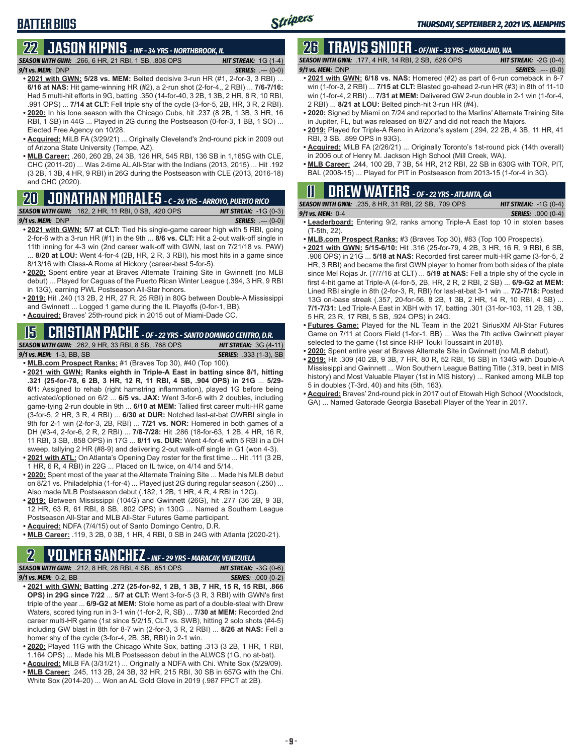# BATTER BIOS

*THURSDAY, SEPTEMBER 2, 2021 VS. MEMPHIS*

## 22 JASON KIPNIS - INF - 34 YRS - NORTHBROOK, IL

**SEASON WITH GWN:** .266, 6 HR, 21 RBI, 1 SB, .808 OPS — **HIT STREAK:** 1G (1-4)
**9/1 vs. MEM:** DNP — **SERIES:** .--- (0-0)

- **2021 with GWN: 5/28 vs. MEM:** Belted decisive 3-run HR (#1, 2-for-3, 3 RBI) ... **6/16 at NAS:** Hit game-winning HR (#2), a 2-run shot (2-for-4,, 2 RBI) ... **7/6-7/16:** Had 5 multi-hit efforts in 9G, batting .350 (14-for-40, 3 2B, 1 3B, 2 HR, 8 R, 10 RBI, .991 OPS) ... **7/14 at CLT:** Fell triple shy of the cycle (3-for-5, 2B, HR, 3 R, 2 RBI).
- **2020:** In his lone season with the Chicago Cubs, hit .237 (8 2B, 1 3B, 3 HR, 16 RBI, 1 SB) in 44G ... Played in 2G during the Postseason (0-for-3, 1 BB, 1 SO) ... Elected Free Agency on 10/28.
- **Acquired:** MiLB FA (3/29/21) ... Originally Cleveland's 2nd-round pick in 2009 out of Arizona State University (Tempe, AZ).
- **MLB Career:** .260, 260 2B, 24 3B, 126 HR, 545 RBI, 136 SB in 1,165G with CLE, CHC (2011-20) ... Was 2-time AL All-Star with the Indians (2013, 2015) ... Hit .192 (3 2B, 1 3B, 4 HR, 9 RBI) in 26G during the Postseason with CLE (2013, 2016-18) and CHC (2020).

## 20 JONATHAN MORALES - C - 26 YRS - ARROYO, PUERTO RICO

**SEASON WITH GWN:** .162, 2 HR, 11 RBI, 0 SB, .420 OPS — **HIT STREAK:** -1G (0-3)
**9/1 vs. MEM:** DNP — **SERIES:** .--- (0-0)

- **2021 with GWN: 5/7 at CLT:** Tied his single-game career high with 5 RBI, going 2-for-6 with a 3-run HR (#1) in the 9th ... **8/6 vs. CLT:** Hit a 2-out walk-off single in 11th inning for 4-3 win (2nd career walk-off with GWN, last on 7/21/18 vs. PAW) ... **8/20 at LOU:** Went 4-for-4 (2B, HR, 2 R, 3 RBI), his most hits in a game since 8/13/16 with Class-A Rome at Hickory (career-best 5-for-5).
- **2020:** Spent entire year at Braves Alternate Training Site in Gwinnett (no MLB debut) ... Played for Caguas of the Puerto Rican Winter League (.394, 3 HR, 9 RBI in 13G), earning PWL Postseason All-Star honors.
- **2019:** Hit .240 (13 2B, 2 HR, 27 R, 25 RBI) in 80G between Double-A Mississippi and Gwinnett ... Logged 1 game during the IL Playoffs (0-for-1, BB).
- **Acquired:** Braves' 25th-round pick in 2015 out of Miami-Dade CC.

## 15 CRISTIAN PACHE - OF - 22 YRS - SANTO DOMINGO CENTRO, D.R.

**SEASON WITH GWN:** .262, 9 HR, 33 RBI, 8 SB, .768 OPS — **HIT STREAK:** 3G (4-11)
**9/1 vs. MEM:** 1-3, BB, SB — **SERIES:** .333 (1-3), SB

- **MLB.com Prospect Ranks:** #1 (Braves Top 30), #40 (Top 100).
- **2021 with GWN: Ranks eighth in Triple-A East in batting since 8/1, hitting .321 (25-for-78, 6 2B, 3 HR, 12 R, 11 RBI, 4 SB, .904 OPS) in 21G** ... **5/29-6/1:** Assigned to rehab (right hamstring inflammation), played 1G before being activated/optioned on 6/2 ... **6/5 vs. JAX:** Went 3-for-6 with 2 doubles, including game-tying 2-run double in 9th ... **6/10 at MEM:** Tallied first career multi-HR game (3-for-5, 2 HR, 3 R, 4 RBI) ... **6/30 at DUR:** Notched last-at-bat GWRBI single in 9th for 2-1 win (2-for-3, 2B, RBI) ... **7/21 vs. NOR:** Homered in both games of a DH (#3-4, 2-for-6, 2 R, 2 RBI) ... **7/8-7/28:** Hit .286 (18-for-63, 1 2B, 4 HR, 16 R, 11 RBI, 3 SB, .858 OPS) in 17G ... **8/11 vs. DUR:** Went 4-for-6 with 5 RBI in a DH sweep, tallying 2 HR (#8-9) and delivering 2-out walk-off single in G1 (won 4-3).
- **2021 with ATL:** On Atlanta's Opening Day roster for the first time ... Hit .111 (3 2B, 1 HR, 6 R, 4 RBI) in 22G ... Placed on IL twice, on 4/14 and 5/14.
- **2020:** Spent most of the year at the Alternate Training Site ... Made his MLB debut on 8/21 vs. Philadelphia (1-for-4) ... Played just 2G during regular season (.250) ... Also made MLB Postseason debut (.182, 1 2B, 1 HR, 4 R, 4 RBI in 12G).
- **2019:** Between Mississippi (104G) and Gwinnett (26G), hit .277 (36 2B, 9 3B, 12 HR, 63 R, 61 RBI, 8 SB, .802 OPS) in 130G ... Named a Southern League Postseason All-Star and MLB All-Star Futures Game participant.
- **Acquired:** NDFA (7/4/15) out of Santo Domingo Centro, D.R.
- **MLB Career:** .119, 3 2B, 0 3B, 1 HR, 4 RBI, 0 SB in 24G with Atlanta (2020-21).

## 2 YOLMER SANCHEZ - INF - 29 YRS - MARACAY, VENEZUELA

**SEASON WITH GWN:** .212, 8 HR, 28 RBI, 4 SB, .651 OPS — **HIT STREAK:** -3G (0-6)
**9/1 vs. MEM:** 0-2, BB — **SERIES:** .000 (0-2)

- **2021 with GWN: Batting .272 (25-for-92, 1 2B, 1 3B, 7 HR, 15 R, 15 RBI, .866 OPS) in 29G since 7/22** ... **5/7 at CLT:** Went 3-for-5 (3 R, 3 RBI) with GWN's first triple of the year ... **6/9-G2 at MEM:** Stole home as part of a double-steal with Drew Waters, scored tying run in 3-1 win (1-for-2, R, SB) ... **7/30 at MEM:** Recorded 2nd career multi-HR game (1st since 5/2/15, CLT vs. SWB), hitting 2 solo shots (#4-5) including GW blast in 8th for 8-7 win (2-for-3, 3 R, 2 RBI) ... **8/26 at NAS:** Fell a homer shy of the cycle (3-for-4, 2B, 3B, RBI) in 2-1 win.
- **2020:** Played 11G with the Chicago White Sox, batting .313 (3 2B, 1 HR, 1 RBI, 1.164 OPS) ... Made his MLB Postseason debut in the ALWCS (1G, no at-bat).
- **Acquired:** MiLB FA (3/31/21) ... Originally a NDFA with Chi. White Sox (5/29/09).
- **MLB Career:** .245, 113 2B, 24 3B, 32 HR, 215 RBI, 30 SB in 657G with the Chi. White Sox (2014-20) ... Won an AL Gold Glove in 2019 (.987 FPCT at 2B).

## 26 TRAVIS SNIDER - OF/INF - 33 YRS - KIRKLAND, WA

**SEASON WITH GWN:** .177, 4 HR, 14 RBI, 2 SB, .626 OPS — **HIT STREAK:** -2G (0-4)
**9/1 vs. MEM:** DNP — **SERIES:** .--- (0-0)

- **2021 with GWN: 6/18 vs. NAS:** Homered (#2) as part of 6-run comeback in 8-7 win (1-for-3, 2 RBI) ... **7/15 at CLT:** Blasted go-ahead 2-run HR (#3) in 8th of 11-10 win (1-for-4, 2 RBI) ... **7/31 at MEM:** Delivered GW 2-run double in 2-1 win (1-for-4, 2 RBI) ... **8/21 at LOU:** Belted pinch-hit 3-run HR (#4).
- **2020:** Signed by Miami on 7/24 and reported to the Marlins' Alternate Training Site in Jupiter, FL, but was released on 8/27 and did not reach the Majors.
- **2019:** Played for Triple-A Reno in Arizona's system (.294, 22 2B, 4 3B, 11 HR, 41 RBI, 3 SB, .899 OPS in 93G).
- **Acquired:** MiLB FA (2/26/21) ... Originally Toronto's 1st-round pick (14th overall) in 2006 out of Henry M. Jackson High School (Mill Creek, WA).
- **MLB Career:** .244, 100 2B, 7 3B, 54 HR, 212 RBI, 22 SB in 630G with TOR, PIT, BAL (2008-15) ... Played for PIT in Postseason from 2013-15 (1-for-4 in 3G).

## 11 DREW WATERS - OF - 22 YRS - ATLANTA, GA

**SEASON WITH GWN:** .235, 8 HR, 31 RBI, 22 SB, .709 OPS — **HIT STREAK:** -1G (0-4)
**9/1 vs. MEM:** 0-4 — **SERIES:** .000 (0-4)

- **Leaderboard:** Entering 9/2, ranks among Triple-A East top 10 in stolen bases (T-5th, 22).
- **MLB.com Prospect Ranks:** #3 (Braves Top 30), #83 (Top 100 Prospects).
- **2021 with GWN: 5/15-6/10:** Hit .316 (25-for-79, 4 2B, 3 HR, 16 R, 9 RBI, 6 SB, .906 OPS) in 21G ... **5/18 at NAS:** Recorded first career multi-HR game (3-for-5, 2 HR, 3 RBI) and became the first GWN player to homer from both sides of the plate since Mel Rojas Jr. (7/7/16 at CLT) ... **5/19 at NAS:** Fell a triple shy of the cycle in first 4-hit game at Triple-A (4-for-5, 2B, HR, 2 R, 2 RBI, 2 SB) ... **6/9-G2 at MEM:** Lined RBI single in 8th (2-for-3, R, RBI) for last-at-bat 3-1 win ... **7/2-7/18:** Posted 13G on-base streak (.357, 20-for-56, 8 2B, 1 3B, 2 HR, 14 R, 10 RBI, 4 SB) ... **7/1-7/31:** Led Triple-A East in XBH with 17, batting .301 (31-for-103, 11 2B, 1 3B, 5 HR, 23 R, 17 RBI, 5 SB, .924 OPS) in 24G.
- **Futures Game:** Played for the NL Team in the 2021 SiriusXM All-Star Futures Game on 7/11 at Coors Field (1-for-1, BB) ... Was the 7th active Gwinnett player selected to the game (1st since RHP Touki Toussaint in 2018).
- **2020:** Spent entire year at Braves Alternate Site in Gwinnett (no MLB debut).
- **2019:** Hit .309 (40 2B, 9 3B, 7 HR, 80 R, 52 RBI, 16 SB) in 134G with Double-A Mississippi and Gwinnett ... Won Southern League Batting Title (.319, best in MIS history) and Most Valuable Player (1st in MIS history) ... Ranked among MiLB top 5 in doubles (T-3rd, 40) and hits (5th, 163).
- **Acquired:** Braves' 2nd-round pick in 2017 out of Etowah High School (Woodstock, GA) ... Named Gatorade Georgia Baseball Player of the Year in 2017.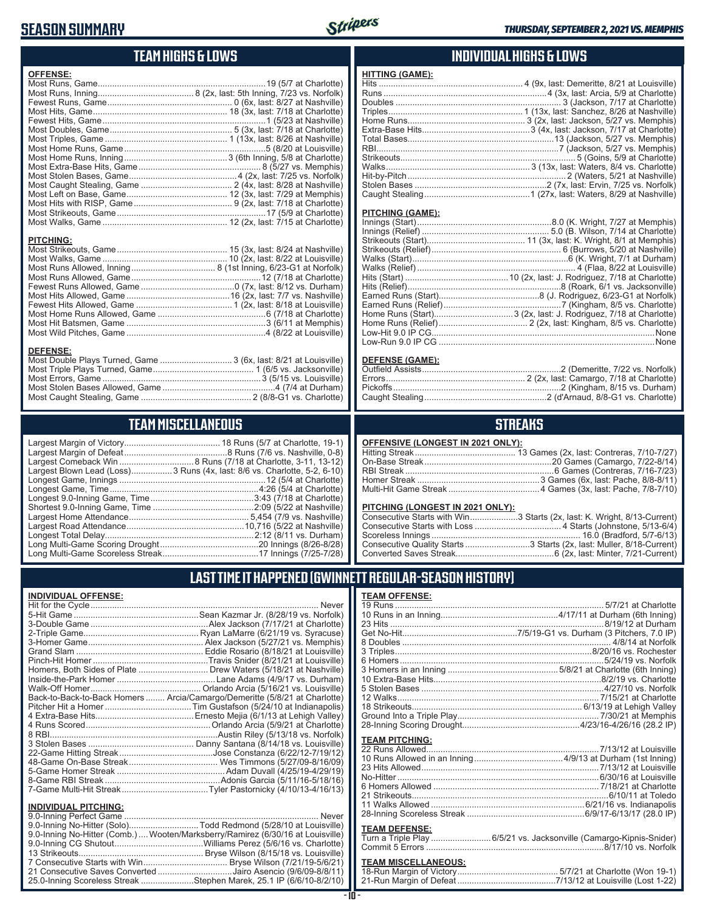# SEASON SUMMARY

*THURSDAY, SEPTEMBER 2, 2021 VS. MEMPHIS*

## TEAM HIGHS & LOWS

**OFFENSE:**

| | |
|---|---|
| Most Runs, Game | 19 (5/7 at Charlotte) |
| Most Runs, Inning | 8 (2x, last: 5th Inning, 7/23 vs. Norfolk) |
| Fewest Runs, Game | 0 (6x, last: 8/27 at Nashville) |
| Most Hits, Game | 18 (3x, last: 7/18 at Charlotte) |
| Fewest Hits, Game | 1 (5/23 at Nashville) |
| Most Doubles, Game | 5 (3x, last: 7/18 at Charlotte) |
| Most Triples, Game | 1 (13x, last: 8/26 at Nashville) |
| Most Home Runs, Game | 5 (8/20 at Louisville) |
| Most Home Runs, Inning | 3 (6th Inning, 5/8 at Charlotte) |
| Most Extra-Base Hits, Game | 8 (5/27 vs. Memphis) |
| Most Stolen Bases, Game | 4 (2x, last: 7/25 vs. Norfolk) |
| Most Caught Stealing, Game | 2 (4x, last: 8/28 at Nashville) |
| Most Left on Base, Game | 12 (3x, last: 7/29 at Memphis) |
| Most Hits with RISP, Game | 9 (2x, last: 7/18 at Charlotte) |
| Most Strikeouts, Game | 17 (5/9 at Charlotte) |
| Most Walks, Game | 12 (2x, last: 7/15 at Charlotte) |

**PITCHING:**

| | |
|---|---|
| Most Strikeouts, Game | 15 (3x, last: 8/24 at Nashville) |
| Most Walks, Game | 10 (2x, last: 8/22 at Louisville) |
| Most Runs Allowed, Inning | 8 (1st Inning, 6/23-G1 at Norfolk) |
| Most Runs Allowed, Game | 12 (7/18 at Charlotte) |
| Fewest Runs Allowed, Game | 0 (7x, last: 8/12 vs. Durham) |
| Most Hits Allowed, Game | 16 (2x, last: 7/7 vs. Nashville) |
| Fewest Hits Allowed, Game | 1 (2x, last: 8/18 at Louisville) |
| Most Home Runs Allowed, Game | 6 (7/18 at Charlotte) |
| Most Hit Batsmen, Game | 3 (6/11 at Memphis) |
| Most Wild Pitches, Game | 4 (8/22 at Louisville) |

**DEFENSE:**

| | |
|---|---|
| Most Double Plays Turned, Game | 3 (6x, last: 8/21 at Louisville) |
| Most Triple Plays Turned, Game | 1 (6/5 vs. Jacksonville) |
| Most Errors, Game | 3 (5/15 vs. Louisville) |
| Most Stolen Bases Allowed, Game | 4 (7/4 at Durham) |
| Most Caught Stealing, Game | 2 (8/8-G1 vs. Charlotte) |

## INDIVIDUAL HIGHS & LOWS

**HITTING (GAME):**

| | |
|---|---|
| Hits | 4 (9x, last: Demeritte, 8/21 at Louisville) |
| Runs | 4 (3x, last: Arcia, 5/9 at Charlotte) |
| Doubles | 3 (Jackson, 7/17 at Charlotte) |
| Triples | 1 (13x, last: Sanchez, 8/26 at Nashville) |
| Home Runs | 3 (2x, last: Jackson, 5/27 vs. Memphis) |
| Extra-Base Hits | 3 (4x, last: Jackson, 7/17 at Charlotte) |
| Total Bases | 13 (Jackson, 5/27 vs. Memphis) |
| RBI | 7 (Jackson, 5/27 vs. Memphis) |
| Strikeouts | 5 (Goins, 5/9 at Charlotte) |
| Walks | 3 (13x, last: Waters, 8/4 vs. Charlotte) |
| Hit-by-Pitch | 2 (Waters, 5/21 at Nashville) |
| Stolen Bases | 2 (7x, last: Ervin, 7/25 vs. Norfolk) |
| Caught Stealing | 1 (27x, last: Waters, 8/29 at Nashville) |

**PITCHING (GAME):**

| | |
|---|---|
| Innings (Start) | 8.0 (K. Wright, 7/27 at Memphis) |
| Innings (Relief) | 5.0 (B. Wilson, 7/14 at Charlotte) |
| Strikeouts (Start) | 11 (3x, last: K. Wright, 8/1 at Memphis) |
| Strikeouts (Relief) | 6 (Burrows, 5/20 at Nashville) |
| Walks (Start) | 6 (K. Wright, 7/1 at Durham) |
| Walks (Relief) | 4 (Flaa, 8/22 at Louisville) |
| Hits (Start) | 10 (2x, last: J. Rodriguez, 7/18 at Charlotte) |
| Hits (Relief) | 8 (Roark, 6/1 vs. Jacksonville) |
| Earned Runs (Start) | 8 (J. Rodriguez, 6/23-G1 at Norfolk) |
| Earned Runs (Relief) | 7 (Kingham, 8/5 vs. Charlotte) |
| Home Runs (Start) | 3 (2x, last: J. Rodriguez, 7/18 at Charlotte) |
| Home Runs (Relief) | 2 (3x, last: Kingham, 8/5 vs. Charlotte) |
| Low-Hit 9.0 IP CG | None |
| Low-Run 9.0 IP CG | None |

**DEFENSE (GAME):**

| | |
|---|---|
| Outfield Assists | 2 (Demeritte, 7/22 vs. Norfolk) |
| Errors | 2 (2x, last: Camargo, 7/18 at Charlotte) |
| Pickoffs | 2 (Kingham, 8/15 vs. Durham) |
| Caught Stealing | 2 (d'Arnaud, 8/8-G1 vs. Charlotte) |

## TEAM MISCELLANEOUS

| | |
|---|---|
| Largest Margin of Victory | 18 Runs (5/7 at Charlotte, 19-1) |
| Largest Margin of Defeat | 8 Runs (7/6 vs. Nashville, 0-8) |
| Largest Comeback Win | 8 Runs (7/18 at Charlotte, 3-11, 13-12) |
| Largest Blown Lead (Loss) | 3 Runs (4x, last: 8/6 vs. Charlotte, 5-2, 6-10) |
| Longest Game, Innings | 12 (5/4 at Charlotte) |
| Longest Game, Time | 4:26 (5/4 at Charlotte) |
| Longest 9.0-Inning Game, Time | 3:43 (7/18 at Charlotte) |
| Shortest 9.0-Inning Game, Time | 2:09 (5/22 at Nashville) |
| Largest Home Attendance | 5,454 (7/9 vs. Nashville) |
| Largest Road Attendance | 10,716 (5/22 at Nashville) |
| Longest Total Delay | 2:12 (8/11 vs. Durham) |
| Long Multi-Game Scoring Drought | 20 Innings (8/26-8/28) |
| Long Multi-Game Scoreless Streak | 17 Innings (7/25-7/28) |

## STREAKS

**OFFENSIVE (LONGEST IN 2021 ONLY):**

| | |
|---|---|
| Hitting Streak | 13 Games (2x, last: Contreras, 7/10-7/27) |
| On-Base Streak | 20 Games (Camargo, 7/22-8/14) |
| RBI Streak | 6 Games (Contreras, 7/16-7/23) |
| Homer Streak | 3 Games (6x, last: Pache, 8/8-8/11) |
| Multi-Hit Game Streak | 4 Games (3x, last: Pache, 7/8-7/10) |

**PITCHING (LONGEST IN 2021 ONLY):**

| | |
|---|---|
| Consecutive Starts with Win | 3 Starts (2x, last: K. Wright, 8/13-Current) |
| Consecutive Starts with Loss | 4 Starts (Johnstone, 5/13-6/4) |
| Scoreless Innings | 16.0 (Bradford, 5/7-6/13) |
| Consecutive Quality Starts | 3 Starts (2x, last: Muller, 8/18-Current) |
| Converted Saves Streak | 6 (2x, last: Minter, 7/21-Current) |

## LAST TIME IT HAPPENED (GWINNETT REGULAR-SEASON HISTORY)

**INDIVIDUAL OFFENSE:**

| | |
|---|---|
| Hit for the Cycle | Never |
| 5-Hit Game | Sean Kazmar Jr. (8/28/19 vs. Norfolk) |
| 3-Double Game | Alex Jackson (7/17/21 at Charlotte) |
| 2-Triple Game | Ryan LaMarre (6/21/19 vs. Syracuse) |
| 3-Homer Game | Alex Jackson (5/27/21 vs. Memphis) |
| Grand Slam | Eddie Rosario (8/18/21 at Louisville) |
| Pinch-Hit Homer | Travis Snider (8/21/21 at Louisville) |
| Homers, Both Sides of Plate | Drew Waters (5/18/21 at Nashville) |
| Inside-the-Park Homer | Lane Adams (4/9/17 vs. Durham) |
| Walk-Off Homer | Orlando Arcia (5/16/21 vs. Louisville) |
| Back-to-Back-to-Back Homers | Arcia/Camargo/Demeritte (5/8/21 at Charlotte) |
| Pitcher Hit a Homer | Tim Gustafson (5/24/10 at Indianapolis) |
| 4 Extra-Base Hits | Ernesto Mejia (6/1/13 at Lehigh Valley) |
| 4 Runs Scored | Orlando Arcia (5/9/21 at Charlotte) |
| 8 RBI | Austin Riley (5/13/18 vs. Norfolk) |
| 3 Stolen Bases | Danny Santana (8/14/18 vs. Louisville) |
| 22-Game Hitting Streak | Jose Constanza (6/22/12-7/19/12) |
| 48-Game On-Base Streak | Wes Timmons (5/27/09-8/16/09) |
| 5-Game Homer Streak | Adam Duvall (4/25/19-4/29/19) |
| 8-Game RBI Streak | Adonis Garcia (5/11/16-5/18/16) |
| 7-Game Multi-Hit Streak | Tyler Pastornicky (4/10/13-4/16/13) |

**INDIVIDUAL PITCHING:**

| | |
|---|---|
| 9.0-Inning Perfect Game | Never |
| 9.0-Inning No-Hitter (Solo) | Todd Redmond (5/28/10 at Louisville) |
| 9.0-Inning No-Hitter (Comb.) | Wooten/Marksberry/Ramirez (6/30/16 at Louisville) |
| 9.0-Inning CG Shutout | Williams Perez (5/6/16 vs. Charlotte) |
| 13 Strikeouts | Bryse Wilson (8/15/18 vs. Louisville) |
| 7 Consecutive Starts with Win | Bryse Wilson (7/21/19-5/6/21) |
| 21 Consecutive Saves Converted | Jairo Asencio (9/6/09-8/8/11) |
| 25.0-Inning Scoreless Streak | Stephen Marek, 25.1 IP (6/6/10-8/2/10) |

**TEAM OFFENSE:**

| | |
|---|---|
| 19 Runs | 5/7/21 at Charlotte |
| 10 Runs in an Inning | 4/17/11 at Durham (6th Inning) |
| 23 Hits | 8/19/12 at Durham |
| Get No-Hit | 7/5/19-G1 vs. Durham (3 Pitchers, 7.0 IP) |
| 8 Doubles | 4/8/14 at Norfolk |
| 3 Triples | 8/20/16 vs. Rochester |
| 6 Homers | 5/24/19 vs. Norfolk |
| 3 Homers in an Inning | 5/8/21 at Charlotte (6th Inning) |
| 10 Extra-Base Hits | 8/2/19 vs. Charlotte |
| 5 Stolen Bases | 4/27/10 vs. Norfolk |
| 12 Walks | 7/15/21 at Charlotte |
| 18 Strikeouts | 6/13/19 at Lehigh Valley |
| Ground Into a Triple Play | 7/30/21 at Memphis |
| 28-Inning Scoring Drought | 4/23/16-4/26/16 (28.2 IP) |

**TEAM PITCHING:**

| | |
|---|---|
| 22 Runs Allowed | 7/13/12 at Louisville |
| 10 Runs Allowed in an Inning | 4/9/13 at Durham (1st Inning) |
| 23 Hits Allowed | 7/13/12 at Louisville |
| No-Hitter | 6/30/16 at Louisville |
| 6 Homers Allowed | 7/18/21 at Charlotte |
| 21 Strikeouts | 6/10/11 at Toledo |
| 11 Walks Allowed | 6/21/16 vs. Indianapolis |
| 28-Inning Scoreless Streak | 6/9/17-6/13/17 (28.0 IP) |

**TEAM DEFENSE:**

| | |
|---|---|
| Turn a Triple Play | 6/5/21 vs. Jacksonville (Camargo-Kipnis-Snider) |
| Commit 5 Errors | 8/17/10 vs. Norfolk |

**TEAM MISCELLANEOUS:**

| | |
|---|---|
| 18-Run Margin of Victory | 5/7/21 at Charlotte (Won 19-1) |
| 21-Run Margin of Defeat | 7/13/12 at Louisville (Lost 1-22) |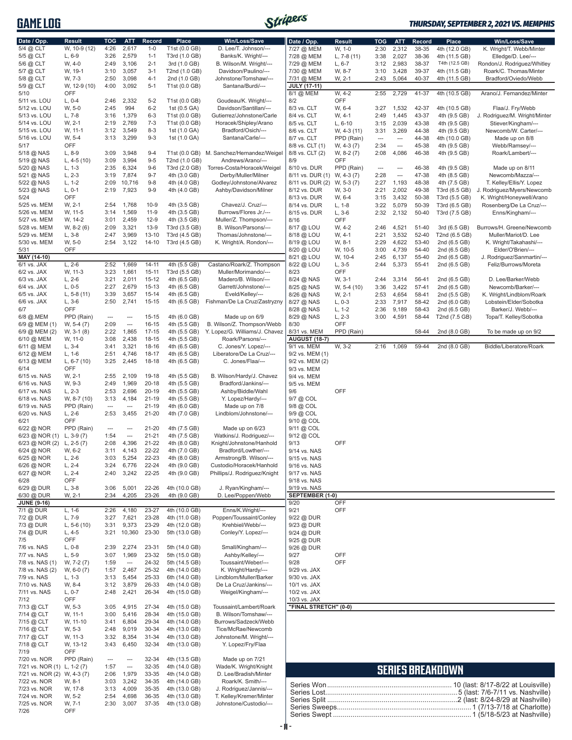# GAME LOG

**THURSDAY, SEPTEMBER 2, 2021 VS. MEMPHIS**

| Date / Opp. | Result | TOG | ATT | Record | Place | Win/Loss/Save |
|---|---|---|---|---|---|---|
| 5/4 @ CLT | W, 10-9 (12) | 4:26 | 2,617 | 1-0 | T1st (0.0 GB) | D. Lee/T. Johnson/--- |
| 5/5 @ CLT | L, 6-9 | 3:26 | 2,579 | 1-1 | T3rd (1.0 GB) | Banks/K. Wright/--- |
| 5/6 @ CLT | W, 4-0 | 2:49 | 3,106 | 2-1 | 3rd (1.0 GB) | B. Wilson/M. Wright/--- |
| 5/7 @ CLT | W, 19-1 | 3:10 | 3,057 | 3-1 | T2nd (1.0 GB) | Davidson/Paulino/--- |
| 5/8 @ CLT | W, 7-3 | 2:50 | 3,098 | 4-1 | 2nd (1.0 GB) | Johnstone/Tomshaw/--- |
| 5/9 @ CLT | W, 12-9 (10) | 4:00 | 3,092 | 5-1 | T1st (0.0 GB) | Santana/Burdi/--- |
| 5/10 | OFF | | | | | |
| 5/11 vs. LOU | L, 0-4 | 2:46 | 2,332 | 5-2 | T1st (0.0 GB) | Goudeau/K. Wright/--- |
| 5/12 vs. LOU | W, 5-0 | 2:45 | 994 | 6-2 | 1st (0.5 GA) | Davidson/Santillan/--- |
| 5/13 vs. LOU | L, 7-8 | 3:16 | 1,379 | 6-3 | T1st (0.0 GB) | Gutierrez/Johnstone/Carle |
| 5/14 vs. LOU | W, 2-1 | 2:19 | 2,769 | 7-3 | T1st (0.0 GB) | Horacek/Shipley/Arano |
| 5/15 vs. LOU | W, 11-1 | 3:12 | 3,549 | 8-3 | 1st (1.0 GA) | Bradford/Osich/--- |
| 5/16 vs. LOU | W, 5-4 | 3:13 | 3,299 | 9-3 | 1st (1.0 GA) | Santana/Carle/--- |
| 5/17 | OFF | | | | | |
| 5/18 @ NAS | L, 8-9 | 3:09 | 3,948 | 9-4 | T1st (0.0 GB) | M. Sanchez/Hernandez/Weigel |
| 5/19 @ NAS | L, 4-5 (10) | 3:09 | 3,994 | 9-5 | T2nd (1.0 GB) | Andrews/Arano/--- |
| 5/20 @ NAS | L, 1-3 | 2:35 | 6,324 | 9-6 | T3rd (2.0 GB) | Torres-Costa/Horacek/Weigel |
| 5/21 @ NAS | L, 2-3 | 3:19 | 7,874 | 9-7 | 4th (3.0 GB) | Derby/Muller/Milner |
| 5/22 @ NAS | L, 1-2 | 2:09 | 10,716 | 9-8 | 4th (4.0 GB) | Godley/Johnstone/Alvarez |
| 5/23 @ NAS | L, 0-1 | 2:19 | 7,923 | 9-9 | 4th (4.0 GB) | Ashby/Davidson/Milner |
| 5/24 | OFF | | | | | |
| 5/25 vs. MEM | W, 2-1 | 2:54 | 1,768 | 10-9 | 4th (3.5 GB) | Chavez/J. Cruz/--- |
| 5/26 vs. MEM | W, 11-5 | 3:14 | 1,569 | 11-9 | 4th (3.5 GB) | Burrows/Flores Jr./--- |
| 5/27 vs. MEM | W, 14-2 | 3:01 | 2,459 | 12-9 | 4th (3.5 GB) | Muller/Z. Thompson/--- |
| 5/28 vs. MEM | W, 8-2 (6) | 2:09 | 3,321 | 13-9 | T3rd (3.5 GB) | B. Wilson/Parsons/--- |
| 5/29 vs. MEM | L, 3-8 | 2:47 | 3,969 | 13-10 | T3rd (4.5 GB) | Thomas/Johnstone/--- |
| 5/30 vs. MEM | W, 5-0 | 2:54 | 3,122 | 14-10 | T3rd (4.5 GB) | K. Wright/A. Rondon/--- |
| 5/31 | OFF | | | | | |
| **MAY (14-10)** | | | | | | |
| 6/1 vs. JAX | L, 2-6 | 2:52 | 1,669 | 14-11 | 4th (5.5 GB) | Castano/Roark/Z. Thompson |
| 6/2 vs. JAX | W, 11-3 | 3:23 | 1,661 | 15-11 | T3rd (5.5 GB) | Muller/Morimando/--- |
| 6/3 vs. JAX | L, 2-6 | 3:21 | 2,011 | 15-12 | 4th (6.5 GB) | Madero/B. Wilson/--- |
| 6/4 vs. JAX | L, 0-5 | 2:27 | 2,679 | 15-13 | 4th (6.5 GB) | Garrett/Johnstone/--- |
| 6/5 vs. JAX | L, 5-8 (11) | 3:39 | 3,657 | 15-14 | 4th (6.5 GB) | Eveld/Kelley/--- |
| 6/6 vs. JAX | L, 3-6 | 2:50 | 2,741 | 15-15 | 4th (6.5 GB) | Fishman/De La Cruz/Zastryzny |
| 6/7 | OFF | | | | | |
| 6/8 @ MEM | PPD (Rain) | --- | --- | 15-15 | 4th (6.0 GB) | Made up on 6/9 |
| 6/9 @ MEM (1) | W, 5-4 (7) | 2:09 | --- | 16-15 | 4th (5.5 GB) | B. Wilson/Z. Thompson/Webb |
| 6/9 @ MEM (2) | W, 3-1 (8) | 2:22 | 1,865 | 17-15 | 4th (5.5 GB) | Y. Lopez/G. Williams/J. Chavez |
| 6/10 @ MEM | W, 11-0 | 3:08 | 2,438 | 18-15 | 4th (5.5 GB) | Roark/Parsons/--- |
| 6/11 @ MEM | L, 3-4 | 3:41 | 3,321 | 18-16 | 4th (6.5 GB) | C. Jones/Y. Lopez/--- |
| 6/12 @ MEM | L, 1-6 | 2:51 | 4,746 | 18-17 | 4th (6.5 GB) | Liberatore/De La Cruz/--- |
| 6/13 @ MEM | L, 6-7 (10) | 3:25 | 2,445 | 18-18 | 4th (6.5 GB) | C. Jones/Flaa/--- |
| 6/14 | OFF | | | | | |
| 6/15 vs. NAS | W, 2-1 | 2:55 | 2,109 | 19-18 | 4th (5.5 GB) | B. Wilson/Hardy/J. Chavez |
| 6/16 vs. NAS | W, 9-3 | 2:49 | 1,969 | 20-18 | 4th (5.5 GB) | Bradford/Jankins/--- |
| 6/17 vs. NAS | L, 2-3 | 2:53 | 2,696 | 20-19 | 4th (5.5 GB) | Ashby/Biddle/Wahl |
| 6/18 vs. NAS | W, 8-7 (10) | 3:13 | 4,184 | 21-19 | 4th (5.5 GB) | Y. Lopez/Hardy/--- |
| 6/19 vs. NAS | PPD (Rain) | --- | --- | 21-19 | 4th (6.0 GB) | Made up on 7/8 |
| 6/20 vs. NAS | L, 2-6 | 2:53 | 3,455 | 21-20 | 4th (7.0 GB) | Lindblom/Johnstone/--- |
| 6/21 | OFF | | | | | |
| 6/22 @ NOR | PPD (Rain) | --- | --- | 21-20 | 4th (7.5 GB) | Made up on 6/23 |
| 6/23 @ NOR (1) | L, 3-9 (7) | 1:54 | --- | 21-21 | 4th (7.5 GB) | Watkins/J. Rodriguez/--- |
| 6/23 @ NOR (2) | L, 2-5 (7) | 2:08 | 4,396 | 21-22 | 4th (8.0 GB) | Knight/Johnstone/Hanhold |
| 6/24 @ NOR | W, 6-2 | 3:11 | 4,143 | 22-22 | 4th (7.0 GB) | Bradford/Lowther/--- |
| 6/25 @ NOR | L, 2-6 | 3:03 | 5,254 | 22-23 | 4th (8.0 GB) | Armstrong/B. Wilson/--- |
| 6/26 @ NOR | L, 2-4 | 3:24 | 6,776 | 22-24 | 4th (9.0 GB) | Custodio/Horacek/Hanhold |
| 6/27 @ NOR | L, 2-4 | 2:40 | 3,242 | 22-25 | 4th (9.0 GB) | Phillips/J. Rodriguez/Knight |
| 6/28 | OFF | | | | | |
| 6/29 @ DUR | L, 3-8 | 3:06 | 5,001 | 22-26 | 4th (10.0 GB) | J. Ryan/Kingham/--- |
| 6/30 @ DUR | W, 2-1 | 2:34 | 4,205 | 23-26 | 4th (9.0 GB) | D. Lee/Poppen/Webb |
| **JUNE (9-16)** | | | | | | |
| 7/1 @ DUR | L, 1-6 | 2:26 | 4,180 | 23-27 | 4th (10.0 GB) | Enns/K.Wright/--- |
| 7/2 @ DUR | L, 7-9 | 3:27 | 7,621 | 23-28 | 4th (11.0 GB) | Poppen/Toussaint/Conley |
| 7/3 @ DUR | L, 5-6 (10) | 3:31 | 9,373 | 23-29 | 4th (12.0 GB) | Krehbiel/Webb/--- |
| 7/4 @ DUR | L, 4-5 | 3:21 | 10,360 | 23-30 | 5th (13.0 GB) | Conley/Y. Lopez/--- |
| 7/5 | OFF | | | | | |
| 7/6 vs. NAS | L, 0-8 | 2:39 | 2,274 | 23-31 | 5th (14.0 GB) | Small/Kingham/--- |
| 7/7 vs. NAS | L, 5-9 | 3:07 | 1,969 | 23-32 | 5th (15.0 GB) | Ashby/Kelley/--- |
| 7/8 vs. NAS (1) | W, 7-2 (7) | 1:59 | --- | 24-32 | 5th (14.5 GB) | Toussaint/Weber/--- |
| 7/8 vs. NAS (2) | W, 6-0 (7) | 1:57 | 2,467 | 25-32 | 4th (14.0 GB) | K. Wright/Hardy/--- |
| 7/9 vs. NAS | L, 1-3 | 3:13 | 5,454 | 25-33 | 6th (14.0 GB) | Lindblom/Muller/Barker |
| 7/10 vs. NAS | W, 8-4 | 3:12 | 3,879 | 26-33 | 4th (14.0 GB) | De La Cruz/Jankins/--- |
| 7/11 vs. NAS | L, 0-7 | 2:48 | 2,421 | 26-34 | 4th (15.0 GB) | Weigel/Kingham/--- |
| 7/12 | OFF | | | | | |
| 7/13 @ CLT | W, 5-3 | 3:05 | 4,915 | 27-34 | 4th (15.0 GB) | Toussaint/Lambert/Roark |
| 7/14 @ CLT | W, 11-1 | 3:00 | 5,416 | 28-34 | 4th (15.0 GB) | B. Wilson/Tomshaw/--- |
| 7/15 @ CLT | W, 11-10 | 3:41 | 6,804 | 29-34 | 4th (14.0 GB) | Burrows/Sadzeck/Webb |
| 7/16 @ CLT | W, 5-3 | 2:48 | 9,019 | 30-34 | 4th (13.0 GB) | Tice/McRae/Newcomb |
| 7/17 @ CLT | W, 11-3 | 3:32 | 8,354 | 31-34 | 4th (13.0 GB) | Johnstone/M. Wright/--- |
| 7/18 @ CLT | W, 13-12 | 3:43 | 6,450 | 32-34 | 4th (13.0 GB) | Y. Lopez/Fry/Flaa |
| 7/19 | OFF | | | | | |
| 7/20 vs. NOR | PPD (Rain) | --- | --- | 32-34 | 4th (13.5 GB) | Made up on 7/21 |
| 7/21 vs. NOR (1) | L, 1-2 (7) | 1:57 | --- | 32-35 | 4th (14.0 GB) | Wade/K. Wright/Knight |
| 7/21 vs. NOR (2) | W, 4-3 (7) | 2:06 | 1,979 | 33-35 | 4th (14.0 GB) | D. Lee/Bradish/Minter |
| 7/22 vs. NOR | W, 8-1 | 3:03 | 3,242 | 34-35 | 4th (14.0 GB) | Roark/K. Smith/--- |
| 7/23 vs. NOR | W, 17-8 | 3:13 | 4,009 | 35-35 | 4th (13.0 GB) | J. Rodriguez/Jannis/--- |
| 7/24 vs. NOR | W, 5-2 | 2:54 | 4,698 | 36-35 | 4th (13.0 GB) | T. Kelley/Kremer/Minter |
| 7/25 vs. NOR | W, 7-1 | 2:30 | 3,007 | 37-35 | 4th (13.0 GB) | Johnstone/Custodio/--- |
| 7/26 | OFF | | | | | |
| 7/27 @ MEM | W, 1-0 | 2:30 | 2,312 | 38-35 | 4th (12.0 GB) | K. Wright/T. Webb/Minter |
| 7/28 @ MEM | L, 7-8 (11) | 3:38 | 2,027 | 38-36 | 4th (11.5 GB) | Elledge/D. Lee/--- |
| 7/29 @ MEM | L, 6-7 | 3:12 | 2,983 | 38-37 | T4th (12.5 GB) | Rondon/J. Rodriguez/Whitley |
| 7/30 @ MEM | W, 8-7 | 3:10 | 3,428 | 39-37 | 4th (11.5 GB) | Roark/C. Thomas/Minter |
| 7/31 @ MEM | W, 2-1 | 2:43 | 5,064 | 40-37 | 4th (11.5 GB) | Bradford/Oviedo/Webb |
| **JULY (17-11)** | | | | | | |
| 8/1 @ MEM | W, 4-2 | 2:55 | 2,729 | 41-37 | 4th (10.5 GB) | Arano/J. Fernandez/Minter |
| 8/2 | OFF | | | | | |
| 8/3 vs. CLT | W, 6-4 | 3:27 | 1,532 | 42-37 | 4th (10.5 GB) | Flaa/J. Fry/Webb |
| 8/4 vs. CLT | W, 4-1 | 2:49 | 1,445 | 43-37 | 4th (9.5 GB) | J. Rodriguez/M. Wright/Minter |
| 8/5 vs. CLT | L, 6-10 | 3:15 | 2,039 | 43-38 | 4th (9.5 GB) | Stiever/Kingham/--- |
| 8/6 vs. CLT | W, 4-3 (11) | 3:31 | 3,269 | 44-38 | 4th (9.5 GB) | Newcomb/W. Carter/--- |
| 8/7 vs. CLT | PPD (Rain) | --- | --- | 44-38 | 4th (10.0 GB) | Made up on 8/8 |
| 8/8 vs. CLT (1) | W, 4-3 (7) | 2:34 | --- | 45-38 | 4th (9.5 GB) | Webb/Ramsey/--- |
| 8/8 vs. CLT (2) | W, 8-2 (7) | 2:08 | 4,086 | 46-38 | 4th (9.5 GB) | Roark/Lambert/--- |
| 8/9 | OFF | | | | | |
| 8/10 vs. DUR | PPD (Rain) | --- | --- | 46-38 | 4th (9.5 GB) | Made up on 8/11 |
| 8/11 vs. DUR (1) | W, 4-3 (7) | 2:28 | --- | 47-38 | 4th (8.5 GB) | Newcomb/Mazza/--- |
| 8/11 vs. DUR (2) | W, 5-3 (7) | 2:27 | 1,193 | 48-38 | 4th (7.5 GB) | T. Kelley/Ellis/Y. Lopez |
| 8/12 vs. DUR | W, 3-0 | 2:21 | 2,002 | 49-38 | T3rd (6.5 GB) | J. Rodriguez/Myers/Newcomb |
| 8/13 vs. DUR | W, 6-4 | 3:15 | 3,432 | 50-38 | T3rd (5.5 GB) | K. Wright/Honeywell/Arano |
| 8/14 vs. DUR | L, 1-8 | 3:22 | 5,079 | 50-39 | T3rd (6.5 GB) | Rosenberg/De La Cruz/--- |
| 8/15 vs. DUR | L, 3-6 | 2:32 | 2,132 | 50-40 | T3rd (7.5 GB) | Enns/Kingham/--- |
| 8/16 | OFF | | | | | |
| 8/17 @ LOU | W, 4-2 | 2:46 | 4,521 | 51-40 | 3rd (6.5 GB) | Burrows/H. Greene/Newcomb |
| 8/18 @ LOU | W, 4-1 | 2:21 | 3,532 | 52-40 | T2nd (6.5 GB) | Muller/Mariot/D. Lee |
| 8/19 @ LOU | W, 8-1 | 2:29 | 4,622 | 53-40 | 2nd (6.5 GB) | K. Wright/Takahashi/--- |
| 8/20 @ LOU | W, 10-5 | 3:00 | 4,739 | 54-40 | 2nd (6.5 GB) | Elder/O'Brien/--- |
| 8/21 @ LOU | W, 10-4 | 2:45 | 6,137 | 55-40 | 2nd (6.5 GB) | J. Rodriguez/Sanmartin/--- |
| 8/22 @ LOU | L, 3-5 | 2:44 | 5,373 | 55-41 | 2nd (6.5 GB) | Feliz/Burrows/Moreta |
| 8/23 | OFF | | | | | |
| 8/24 @ NAS | W, 3-1 | 2:44 | 3,314 | 56-41 | 2nd (6.5 GB) | D. Lee/Barker/Webb |
| 8/25 @ NAS | W, 5-4 (10) | 3:36 | 3,422 | 57-41 | 2nd (6.5 GB) | Newcomb/Barker/--- |
| 8/26 @ NAS | W, 2-1 | 2:53 | 4,654 | 58-41 | 2nd (5.5 GB) | K. Wright/Lindblom/Roark |
| 8/27 @ NAS | L, 0-3 | 2:33 | 7,917 | 58-42 | 2nd (6.0 GB) | Lobstein/Elder/Sobotka |
| 8/28 @ NAS | L, 1-2 | 2:36 | 9,189 | 58-43 | 2nd (6.5 GB) | Barker/J. Webb/--- |
| 8/29 @ NAS | L, 2-3 | 3:00 | 4,591 | 58-44 | T2nd (7.5 GB) | Topa/T. Kelley/Sobotka |
| 8/30 | OFF | | | | | |
| 8/31 vs. MEM | PPD (Rain) | | | 58-44 | 2nd (8.0 GB) | To be made up on 9/2 |
| **AUGUST (18-7)** | | | | | | |
| 9/1 vs. MEM | W, 3-2 | 2:16 | 1,069 | 59-44 | 2nd (8.0 GB) | Biddle/Liberatore/Roark |
| 9/2 vs. MEM (1) | | | | | | |
| 9/2 vs. MEM (2) | | | | | | |
| 9/3 vs. MEM | | | | | | |
| 9/4 vs. MEM | | | | | | |
| 9/5 vs. MEM | | | | | | |
| 9/6 | OFF | | | | | |
| 9/7 @ COL | | | | | | |
| 9/8 @ COL | | | | | | |
| 9/9 @ COL | | | | | | |
| 9/10 @ COL | | | | | | |
| 9/11 @ COL | | | | | | |
| 9/12 @ COL | | | | | | |
| 9/13 | OFF | | | | | |
| 9/14 vs. NAS | | | | | | |
| 9/15 vs. NAS | | | | | | |
| 9/16 vs. NAS | | | | | | |
| 9/17 vs. NAS | | | | | | |
| 9/18 vs. NAS | | | | | | |
| 9/19 vs. NAS | | | | | | |
| **SEPTEMBER (1-0)** | | | | | | |
| 9/20 | OFF | | | | | |
| 9/21 | OFF | | | | | |
| 9/22 @ DUR | | | | | | |
| 9/23 @ DUR | | | | | | |
| 9/24 @ DUR | | | | | | |
| 9/25 @ DUR | | | | | | |
| 9/26 @ DUR | | | | | | |
| 9/27 | OFF | | | | | |
| 9/28 | OFF | | | | | |
| 9/29 vs. JAX | | | | | | |
| 9/30 vs. JAX | | | | | | |
| 10/1 vs. JAX | | | | | | |
| 10/2 vs. JAX | | | | | | |
| 10/3 vs. JAX | | | | | | |
| **"FINAL STRETCH" (0-0)** | | | | | | |

## SERIES BREAKDOWN

Series Won ................ 10 (last: 8/17-8/22 at Louisville)
Series Lost ................ 5 (last: 7/6-7/11 vs. Nashville)
Series Split ................ 2 (last: 8/24-8/29 at Nashville)
Series Sweeps ................ 1 (7/13-7/18 at Charlotte)
Series Swept ................ 1 (5/18-5/23 at Nashville)